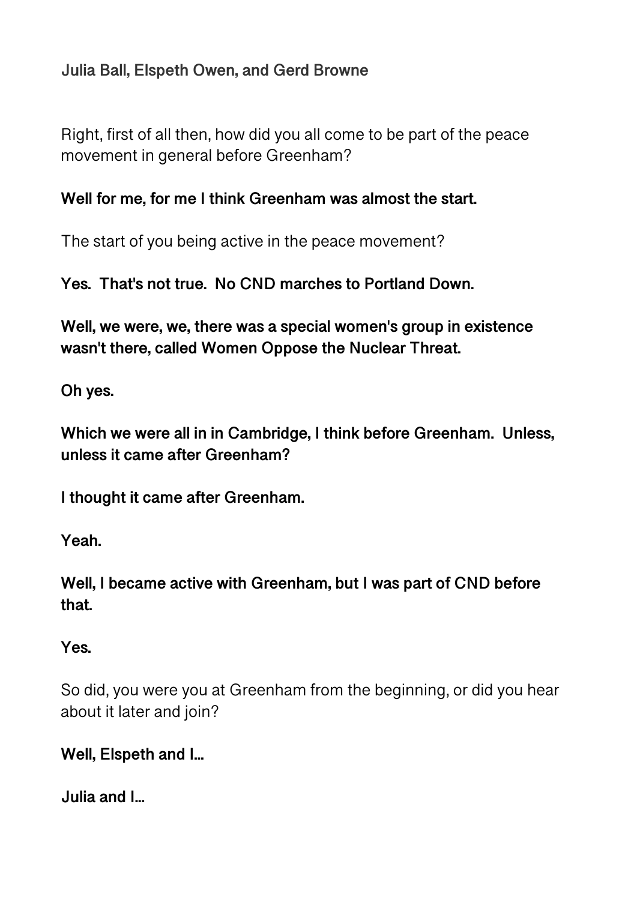**Julia Ball, Elspeth Owen, and Gerd Browne**

Right, first of all then, how did you all come to be part of the peace movement in general before Greenham?

**Well for me, for me I think Greenham was almost the start.**

The start of you being active in the peace movement?

**Yes. That's not true. No CND marches to Portland Down.**

**Well, we were, we, there was a special women's group in existence wasn't there, called Women Oppose the Nuclear Threat.**

**Oh yes.**

**Which we were all in in Cambridge, I think before Greenham. Unless, unless it came after Greenham?**

**I thought it came after Greenham.**

**Yeah.**

**Well, I became active with Greenham, but I was part of CND before that.**

**Yes.**

So did, you were you at Greenham from the beginning, or did you hear about it later and join?

**Well, Elspeth and I...**

**Julia and I...**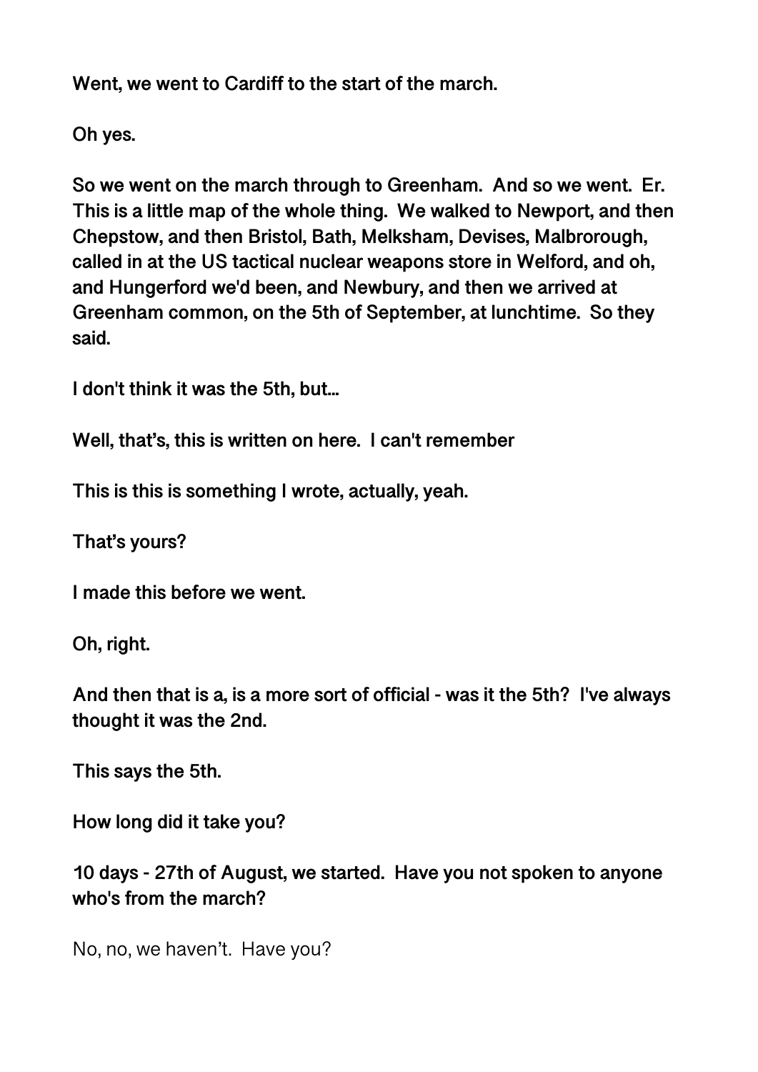**Went, we went to Cardiff to the start of the march.**

**Oh yes.**

**So we went on the march through to Greenham. And so we went. Er. This is a little map of the whole thing. We walked to Newport, and then Chepstow, and then Bristol, Bath, Melksham, Devises, Malbrorough, called in at the US tactical nuclear weapons store in Welford, and oh, and Hungerford we'd been, and Newbury, and then we arrived at Greenham common, on the 5th of September, at lunchtime. So they said.**

**I don't think it was the 5th, but…**

**Well, that's, this is written on here. I can't remember**

**This is this is something I wrote, actually, yeah.**

**That's yours?**

**I made this before we went.**

**Oh, right.**

**And then that is a, is a more sort of official - was it the 5th? I've always thought it was the 2nd.**

**This says the 5th.**

**How long did it take you?**

**10 days - 27th of August, we started. Have you not spoken to anyone who's from the march?**

No, no, we haven't. Have you?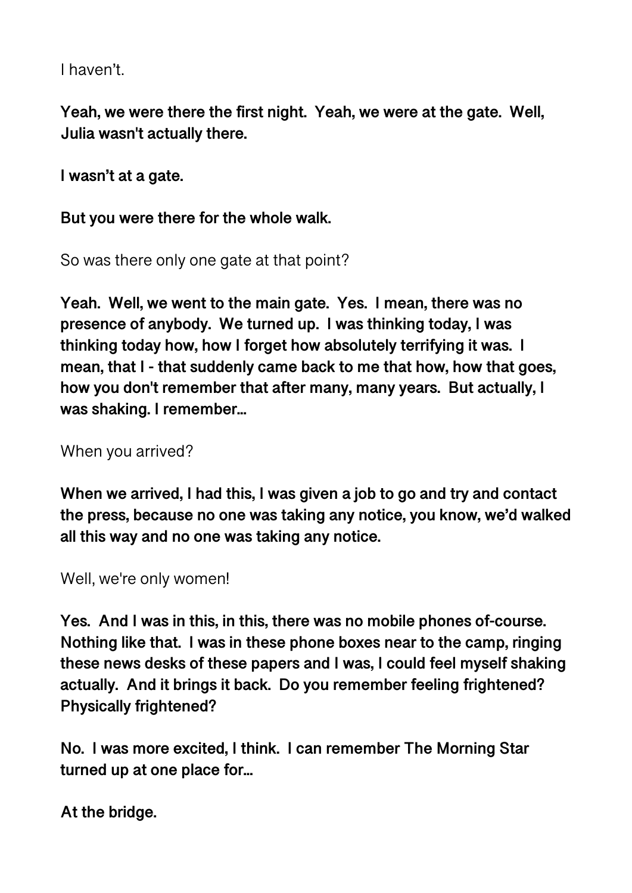I haven't.

**Yeah, we were there the first night. Yeah, we were at the gate. Well, Julia wasn't actually there.**

**I wasn't at a gate.**

**But you were there for the whole walk.**

So was there only one gate at that point?

**Yeah. Well, we went to the main gate. Yes. I mean, there was no presence of anybody. We turned up. I was thinking today, I was thinking today how, how I forget how absolutely terrifying it was. I mean, that I - that suddenly came back to me that how, how that goes, how you don't remember that after many, many years. But actually, I was shaking. I remember…**

When you arrived?

**When we arrived, I had this, I was given a job to go and try and contact the press, because no one was taking any notice, you know, we'd walked all this way and no one was taking any notice.**

Well, we're only women!

**Yes. And I was in this, in this, there was no mobile phones of-course. Nothing like that. I was in these phone boxes near to the camp, ringing these news desks of these papers and I was, I could feel myself shaking actually. And it brings it back. Do you remember feeling frightened? Physically frightened?**

**No. I was more excited, I think. I can remember The Morning Star turned up at one place for…**

**At the bridge.**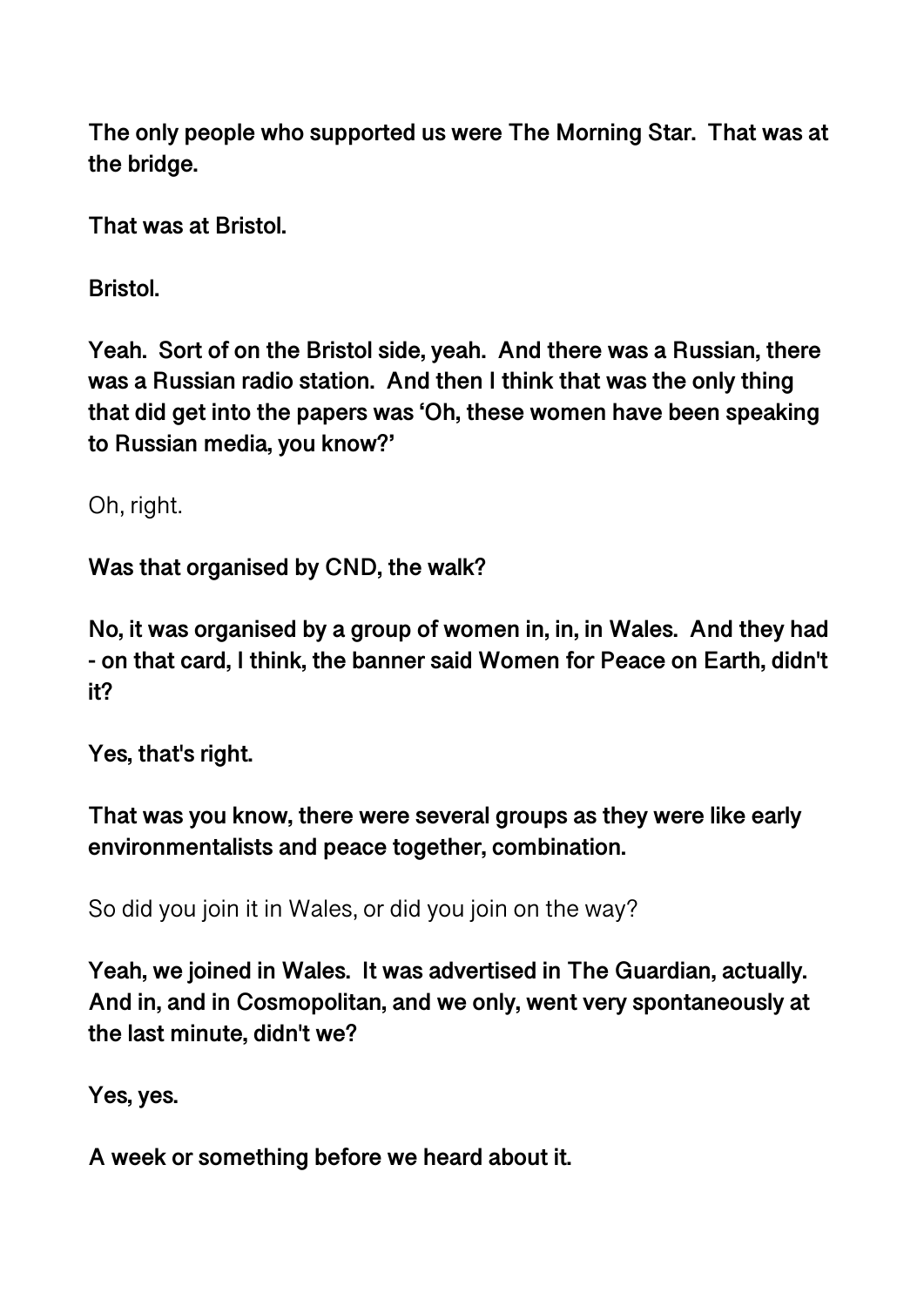**The only people who supported us were The Morning Star. That was at the bridge.**

**That was at Bristol.**

**Bristol.**

**Yeah. Sort of on the Bristol side, yeah. And there was a Russian, there was a Russian radio station. And then I think that was the only thing that did get into the papers was 'Oh, these women have been speaking to Russian media, you know?'**

Oh, right.

**Was that organised by CND, the walk?**

**No, it was organised by a group of women in, in, in Wales. And they had - on that card, I think, the banner said Women for Peace on Earth, didn't it?**

**Yes, that's right.**

**That was you know, there were several groups as they were like early environmentalists and peace together, combination.**

So did you join it in Wales, or did you join on the way?

**Yeah, we joined in Wales. It was advertised in The Guardian, actually. And in, and in Cosmopolitan, and we only, went very spontaneously at the last minute, didn't we?**

**Yes, yes.**

**A week or something before we heard about it.**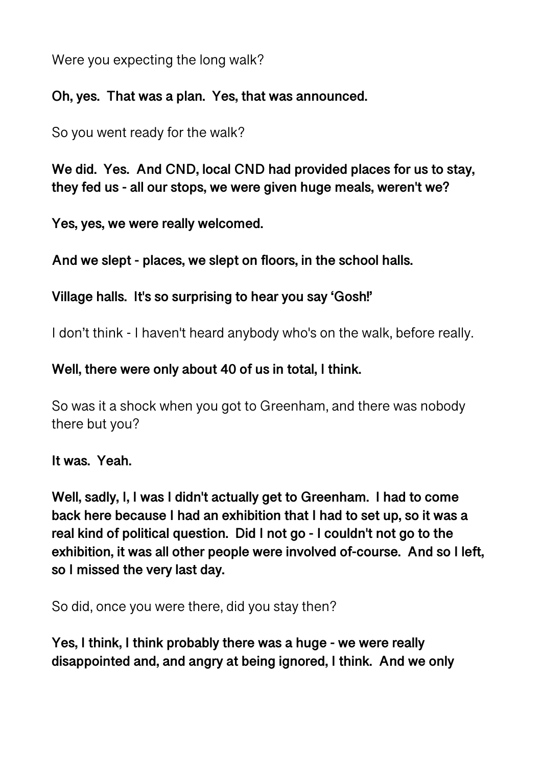Were you expecting the long walk?

**Oh, yes. That was a plan. Yes, that was announced.**

So you went ready for the walk?

**We did. Yes. And CND, local CND had provided places for us to stay, they fed us - all our stops, we were given huge meals, weren't we?**

**Yes, yes, we were really welcomed.**

**And we slept - places, we slept on floors, in the school halls.**

**Village halls. It's so surprising to hear you say 'Gosh!'**

I don't think - I haven't heard anybody who's on the walk, before really.

**Well, there were only about 40 of us in total, I think.**

So was it a shock when you got to Greenham, and there was nobody there but you?

**It was. Yeah.**

**Well, sadly, I, I was I didn't actually get to Greenham. I had to come back here because I had an exhibition that I had to set up, so it was a real kind of political question. Did I not go - I couldn't not go to the exhibition, it was all other people were involved of-course. And so I left, so I missed the very last day.**

So did, once you were there, did you stay then?

**Yes, I think, I think probably there was a huge - we were really disappointed and, and angry at being ignored, I think. And we only**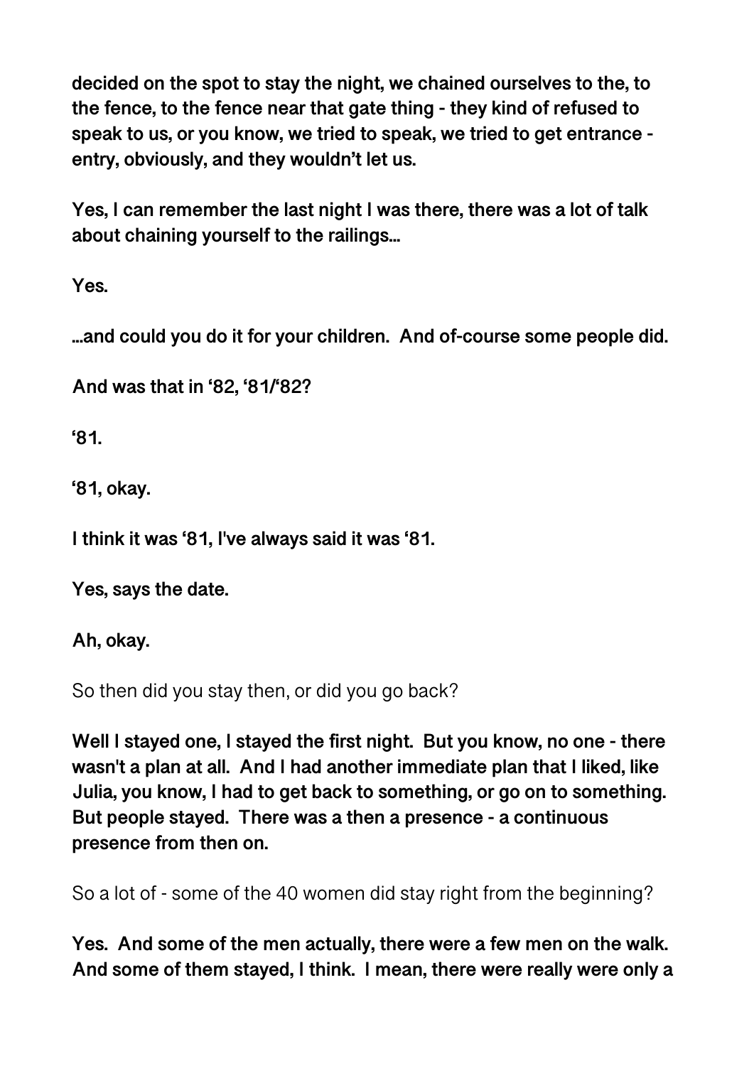**decided on the spot to stay the night, we chained ourselves to the, to the fence, to the fence near that gate thing - they kind of refused to speak to us, or you know, we tried to speak, we tried to get entrance - entry, obviously, and they wouldn't let us.**

**Yes, I can remember the last night I was there, there was a lot of talk about chaining yourself to the railings...**

**Yes.**

**...and could you do it for your children. And of-course some people did.**

**And was that in '82, '81/'82?**

**'81.**

**'81, okay.**

**I think it was '81, I've always said it was '81.**

**Yes, says the date.**

**Ah, okay.**

So then did you stay then, or did you go back?

**Well I stayed one, I stayed the first night. But you know, no one - there wasn't a plan at all. And I had another immediate plan that I liked, like Julia, you know, I had to get back to something, or go on to something. But people stayed. There was a then a presence - a continuous presence from then on.**

So a lot of - some of the 40 women did stay right from the beginning?

**Yes. And some of the men actually, there were a few men on the walk. And some of them stayed, I think. I mean, there were really were only a**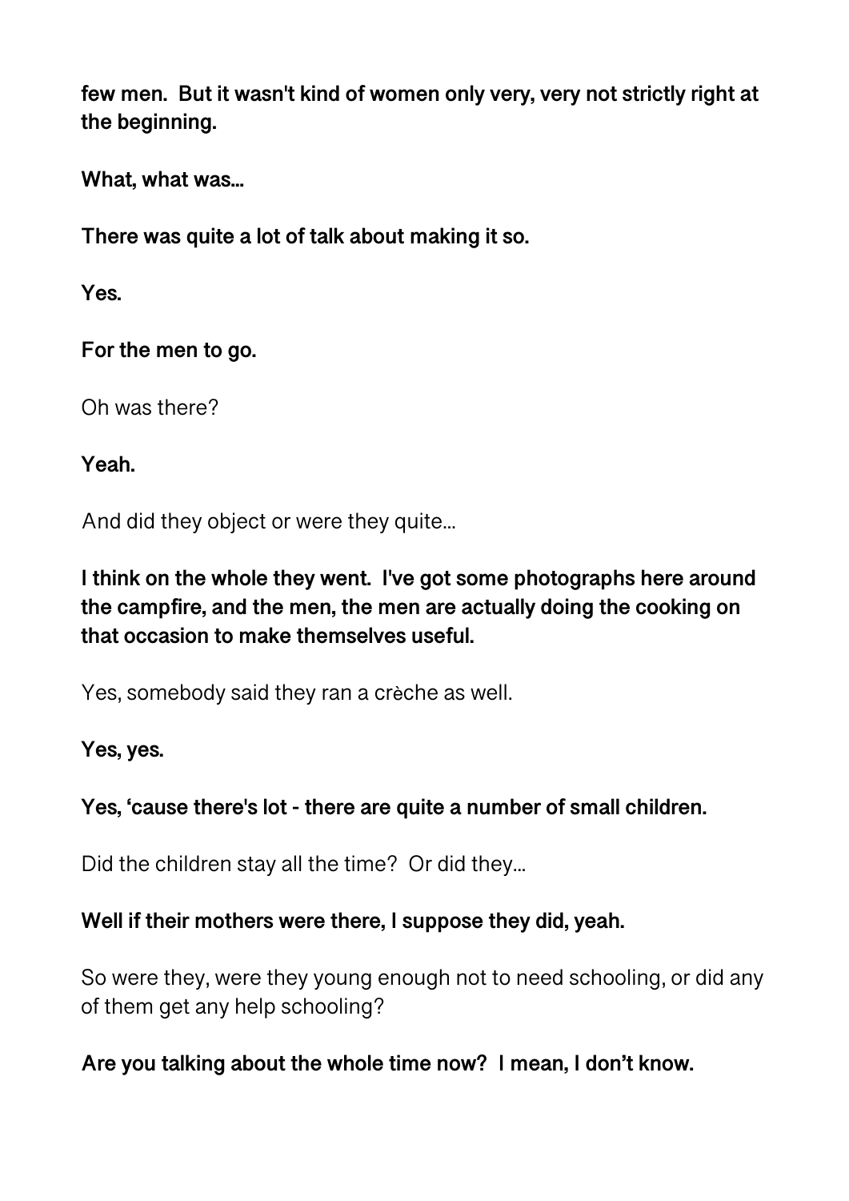**few men. But it wasn't kind of women only very, very not strictly right at the beginning.**

**What, what was…**

**There was quite a lot of talk about making it so.**

**Yes.**

**For the men to go.**

Oh was there?

**Yeah.**

And did they object or were they quite…

**I think on the whole they went. I've got some photographs here around the campfire, and the men, the men are actually doing the cooking on that occasion to make themselves useful.**

Yes, somebody said they ran a crèche as well.

**Yes, yes.**

**Yes, 'cause there's lot - there are quite a number of small children.**

Did the children stay all the time? Or did they…

**Well if their mothers were there, I suppose they did, yeah.**

So were they, were they young enough not to need schooling, or did any of them get any help schooling?

**Are you talking about the whole time now? I mean, I don't know.**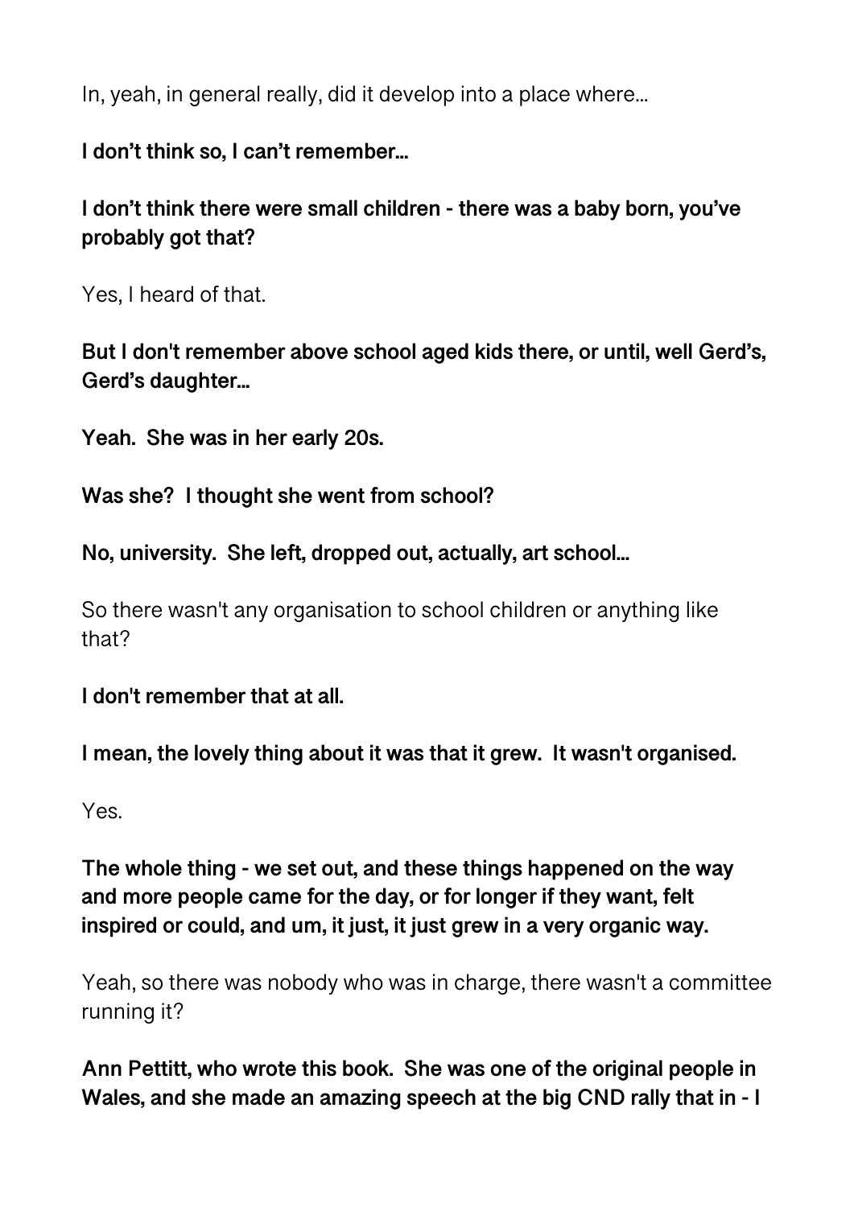In, yeah, in general really, did it develop into a place where...

**I don't think so, I can't remember...**

**I don't think there were small children - there was a baby born, you've probably got that?**

Yes, I heard of that.

**But I don't remember above school aged kids there, or until, well Gerd's, Gerd's daughter...**

**Yeah. She was in her early 20s.**

**Was she? I thought she went from school?**

**No, university. She left, dropped out, actually, art school...**

So there wasn't any organisation to school children or anything like that?

**I don't remember that at all.**

**I mean, the lovely thing about it was that it grew. It wasn't organised.**

Yes.

**The whole thing - we set out, and these things happened on the way and more people came for the day, or for longer if they want, felt inspired or could, and um, it just, it just grew in a very organic way.**

Yeah, so there was nobody who was in charge, there wasn't a committee running it?

**Ann Pettitt, who wrote this book. She was one of the original people in Wales, and she made an amazing speech at the big CND rally that in - I**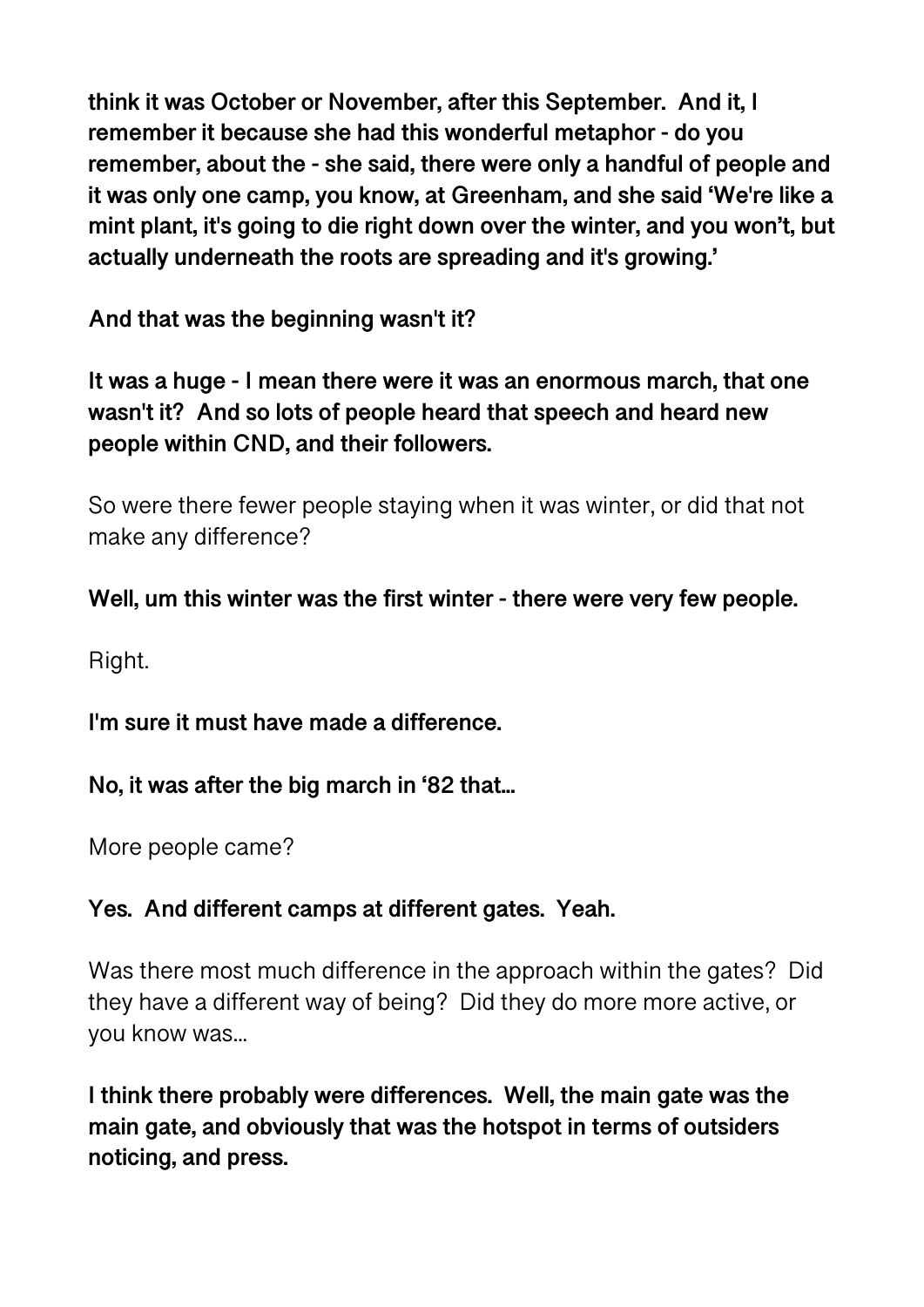**think it was October or November, after this September. And it, I remember it because she had this wonderful metaphor - do you remember, about the - she said, there were only a handful of people and it was only one camp, you know, at Greenham, and she said 'We're like a mint plant, it's going to die right down over the winter, and you won't, but actually underneath the roots are spreading and it's growing.'**

**And that was the beginning wasn't it?**

**It was a huge - I mean there were it was an enormous march, that one wasn't it? And so lots of people heard that speech and heard new people within CND, and their followers.**

So were there fewer people staying when it was winter, or did that not make any difference?

**Well, um this winter was the first winter - there were very few people.**

Right.

**I'm sure it must have made a difference.**

**No, it was after the big march in '82 that...**

More people came?

**Yes. And different camps at different gates. Yeah.**

Was there most much difference in the approach within the gates? Did they have a different way of being? Did they do more more active, or you know was...

**I think there probably were differences. Well, the main gate was the main gate, and obviously that was the hotspot in terms of outsiders noticing, and press.**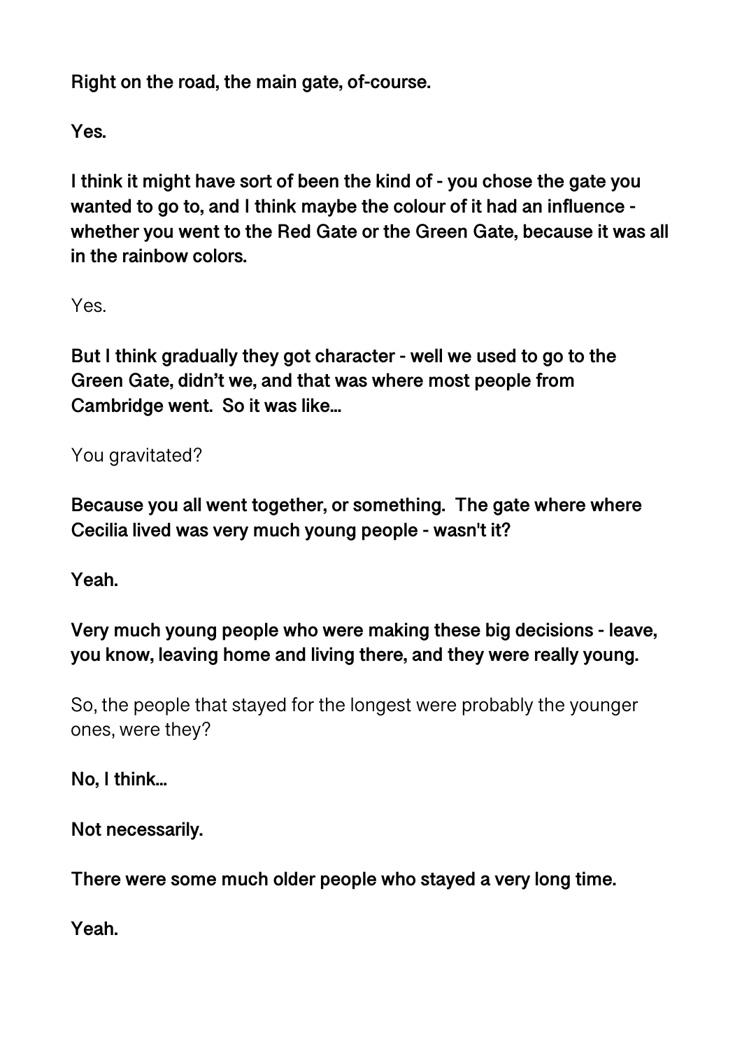**Right on the road, the main gate, of-course.**

**Yes.**

**I think it might have sort of been the kind of - you chose the gate you wanted to go to, and I think maybe the colour of it had an influence - whether you went to the Red Gate or the Green Gate, because it was all in the rainbow colors.**

Yes.

**But I think gradually they got character - well we used to go to the Green Gate, didn't we, and that was where most people from Cambridge went. So it was like...**

You gravitated?

**Because you all went together, or something. The gate where where Cecilia lived was very much young people - wasn't it?**

**Yeah.**

**Very much young people who were making these big decisions - leave, you know, leaving home and living there, and they were really young.**

So, the people that stayed for the longest were probably the younger ones, were they?

**No, I think...**

**Not necessarily.**

**There were some much older people who stayed a very long time.**

**Yeah.**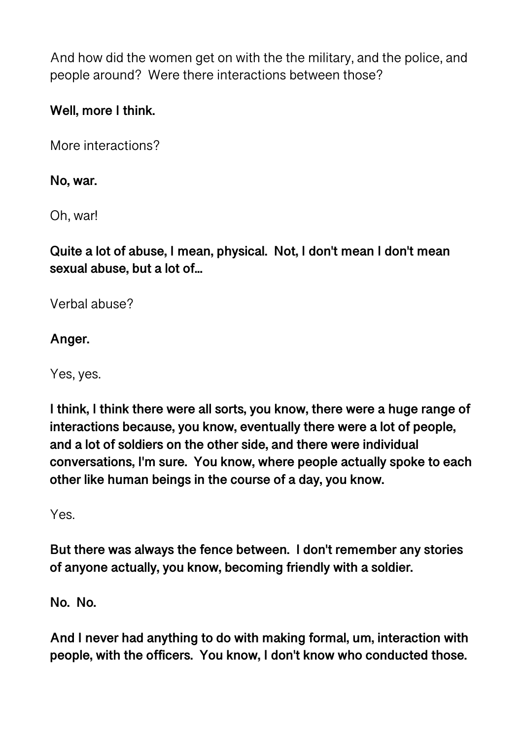And how did the women get on with the the military, and the police, and people around? Were there interactions between those?

**Well, more I think.**

More interactions?

**No, war.**

Oh, war!

**Quite a lot of abuse, I mean, physical. Not, I don't mean I don't mean sexual abuse, but a lot of...**

Verbal abuse?

**Anger.**

Yes, yes.

**I think, I think there were all sorts, you know, there were a huge range of interactions because, you know, eventually there were a lot of people, and a lot of soldiers on the other side, and there were individual conversations, I'm sure. You know, where people actually spoke to each other like human beings in the course of a day, you know.**

Yes.

**But there was always the fence between. I don't remember any stories of anyone actually, you know, becoming friendly with a soldier.**

**No. No.**

**And I never had anything to do with making formal, um, interaction with people, with the officers. You know, I don't know who conducted those.**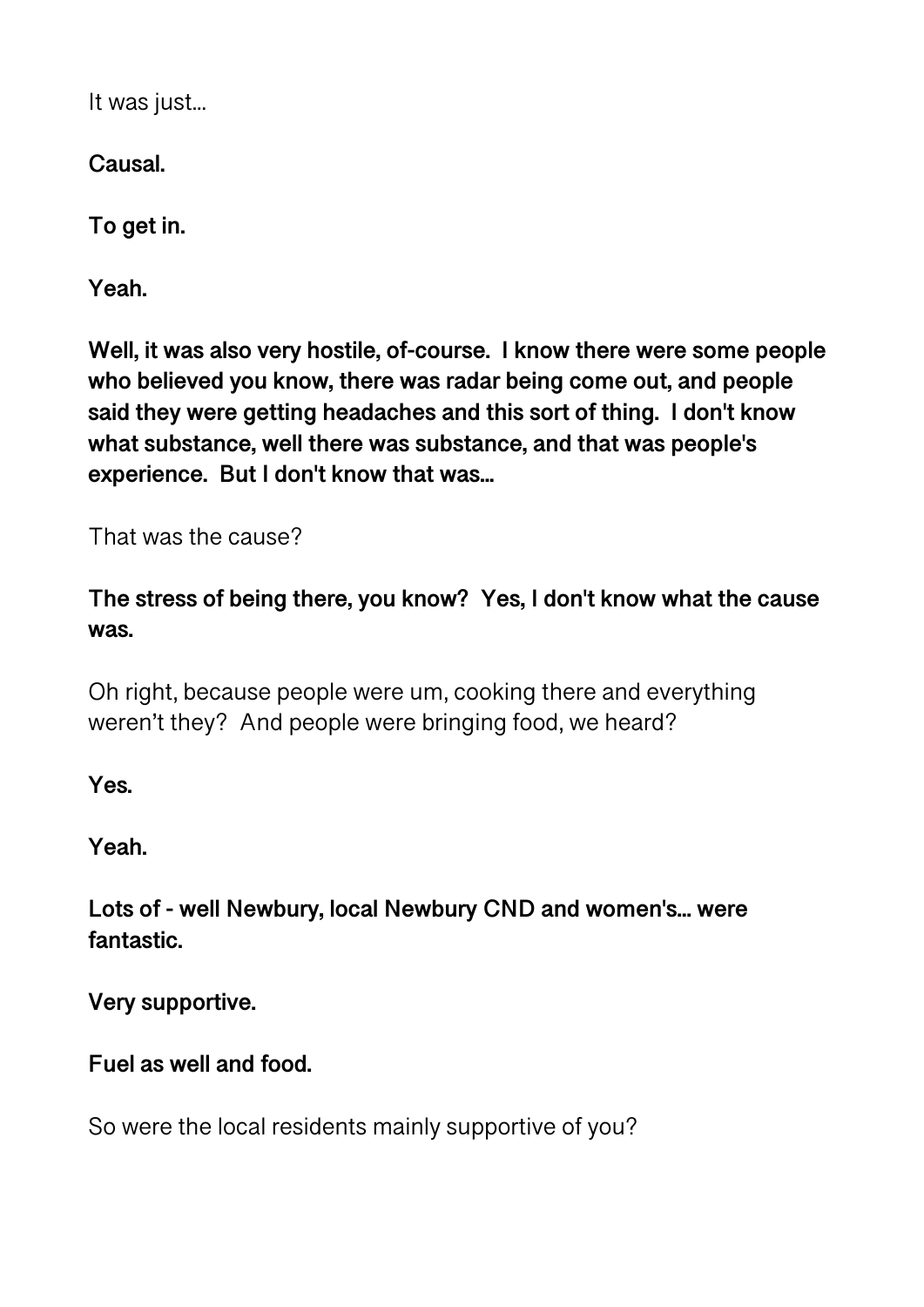It was just…

**Causal.**

**To get in.**

**Yeah.**

**Well, it was also very hostile, of-course. I know there were some people who believed you know, there was radar being come out, and people said they were getting headaches and this sort of thing. I don't know what substance, well there was substance, and that was people's experience. But I don't know that was…**

That was the cause?

**The stress of being there, you know? Yes, I don't know what the cause was.**

Oh right, because people were um, cooking there and everything weren't they? And people were bringing food, we heard?

**Yes.**

**Yeah.**

**Lots of - well Newbury, local Newbury CND and women's… were fantastic.**

**Very supportive.**

**Fuel as well and food.**

So were the local residents mainly supportive of you?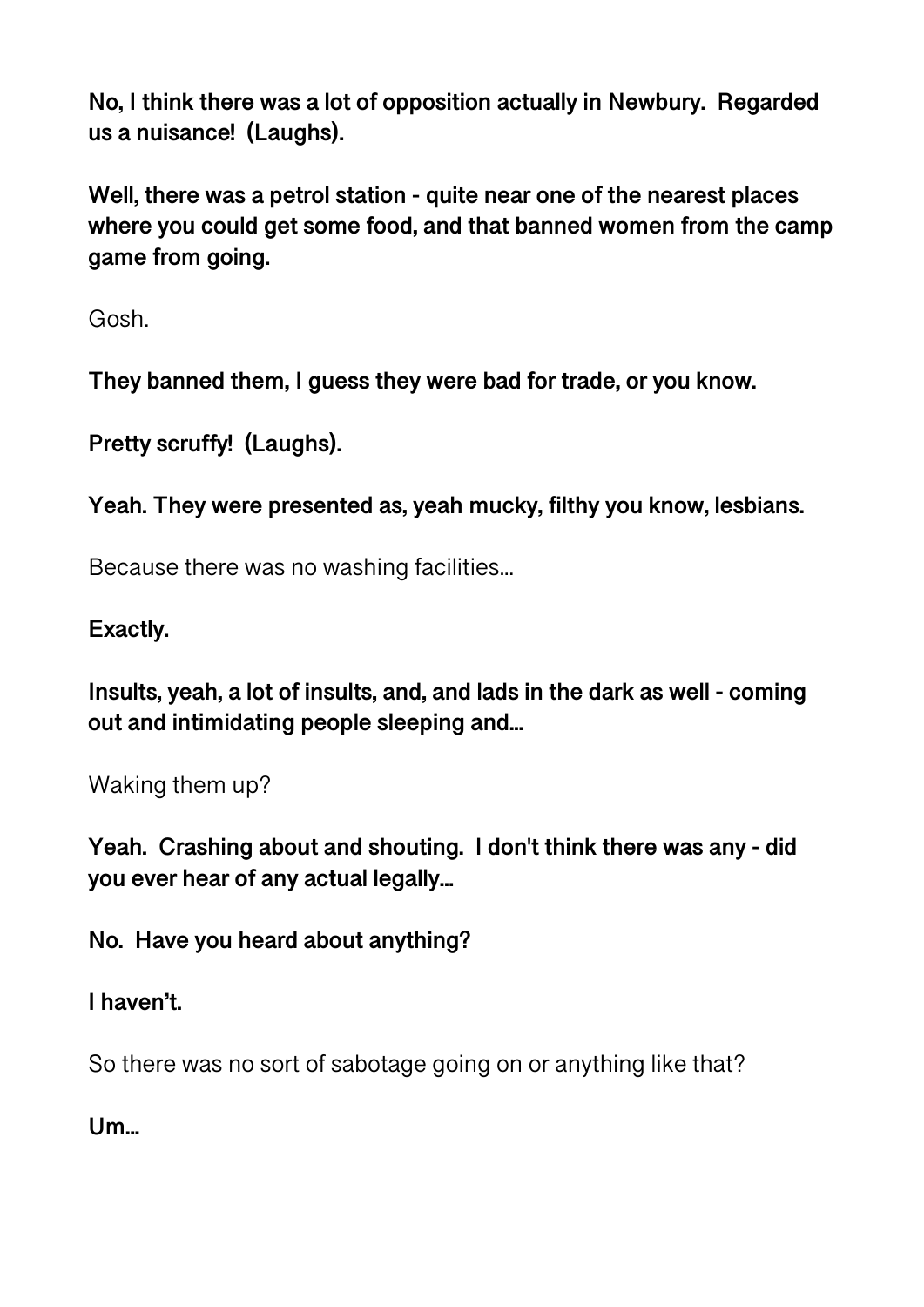**No, I think there was a lot of opposition actually in Newbury. Regarded us a nuisance! (Laughs).**

**Well, there was a petrol station - quite near one of the nearest places where you could get some food, and that banned women from the camp game from going.**

Gosh.

**They banned them, I guess they were bad for trade, or you know.**

**Pretty scruffy! (Laughs).**

**Yeah. They were presented as, yeah mucky, filthy you know, lesbians.**

Because there was no washing facilities…

**Exactly.**

**Insults, yeah, a lot of insults, and, and lads in the dark as well - coming out and intimidating people sleeping and…**

Waking them up?

**Yeah. Crashing about and shouting. I don't think there was any - did you ever hear of any actual legally…**

**No. Have you heard about anything?**

**I haven't.**

So there was no sort of sabotage going on or anything like that?

**Um…**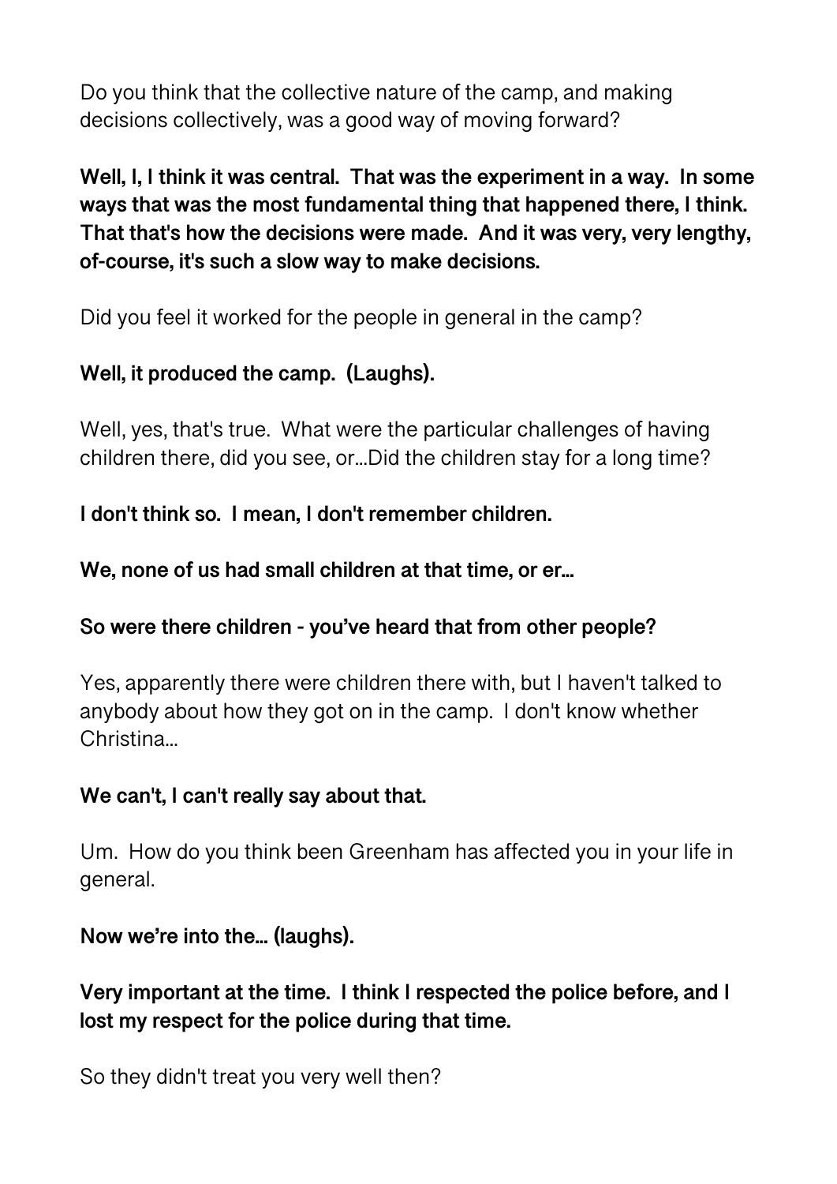Do you think that the collective nature of the camp, and making decisions collectively, was a good way of moving forward?

**Well, I, I think it was central. That was the experiment in a way. In some ways that was the most fundamental thing that happened there, I think. That that's how the decisions were made. And it was very, very lengthy, of-course, it's such a slow way to make decisions.**

Did you feel it worked for the people in general in the camp?

**Well, it produced the camp. (Laughs).**

Well, yes, that's true. What were the particular challenges of having children there, did you see, or...Did the children stay for a long time?

**I don't think so. I mean, I don't remember children.**

**We, none of us had small children at that time, or er...**

**So were there children - you've heard that from other people?**

Yes, apparently there were children there with, but I haven't talked to anybody about how they got on in the camp. I don't know whether Christina...

**We can't, I can't really say about that.**

Um. How do you think been Greenham has affected you in your life in general.

**Now we're into the... (laughs).**

**Very important at the time. I think I respected the police before, and I lost my respect for the police during that time.**

So they didn't treat you very well then?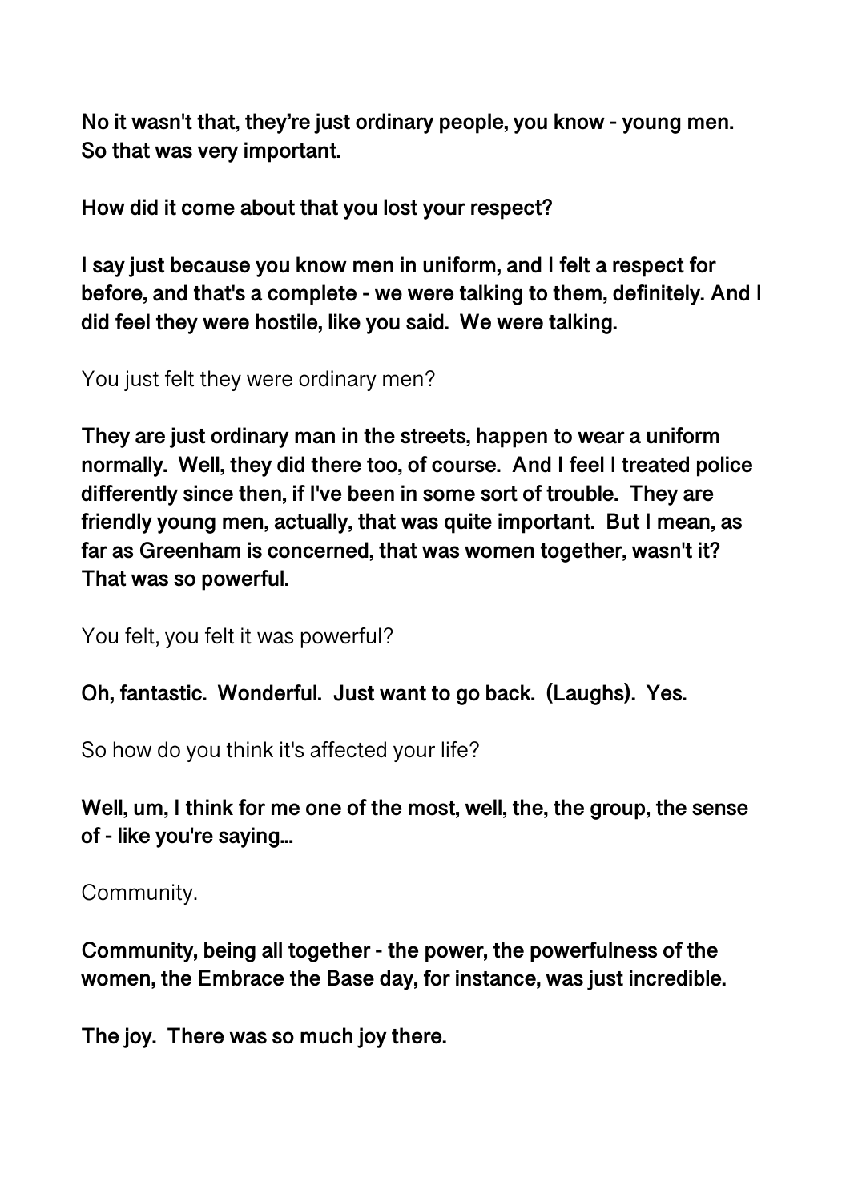**No it wasn't that, they're just ordinary people, you know - young men. So that was very important.**

**How did it come about that you lost your respect?**

**I say just because you know men in uniform, and I felt a respect for before, and that's a complete - we were talking to them, definitely. And I did feel they were hostile, like you said. We were talking.**

You just felt they were ordinary men?

**They are just ordinary man in the streets, happen to wear a uniform normally. Well, they did there too, of course. And I feel I treated police differently since then, if I've been in some sort of trouble. They are friendly young men, actually, that was quite important. But I mean, as far as Greenham is concerned, that was women together, wasn't it? That was so powerful.**

You felt, you felt it was powerful?

**Oh, fantastic. Wonderful. Just want to go back. (Laughs). Yes.**

So how do you think it's affected your life?

**Well, um, I think for me one of the most, well, the, the group, the sense of - like you're saying...**

Community.

**Community, being all together - the power, the powerfulness of the women, the Embrace the Base day, for instance, was just incredible.**

**The joy. There was so much joy there.**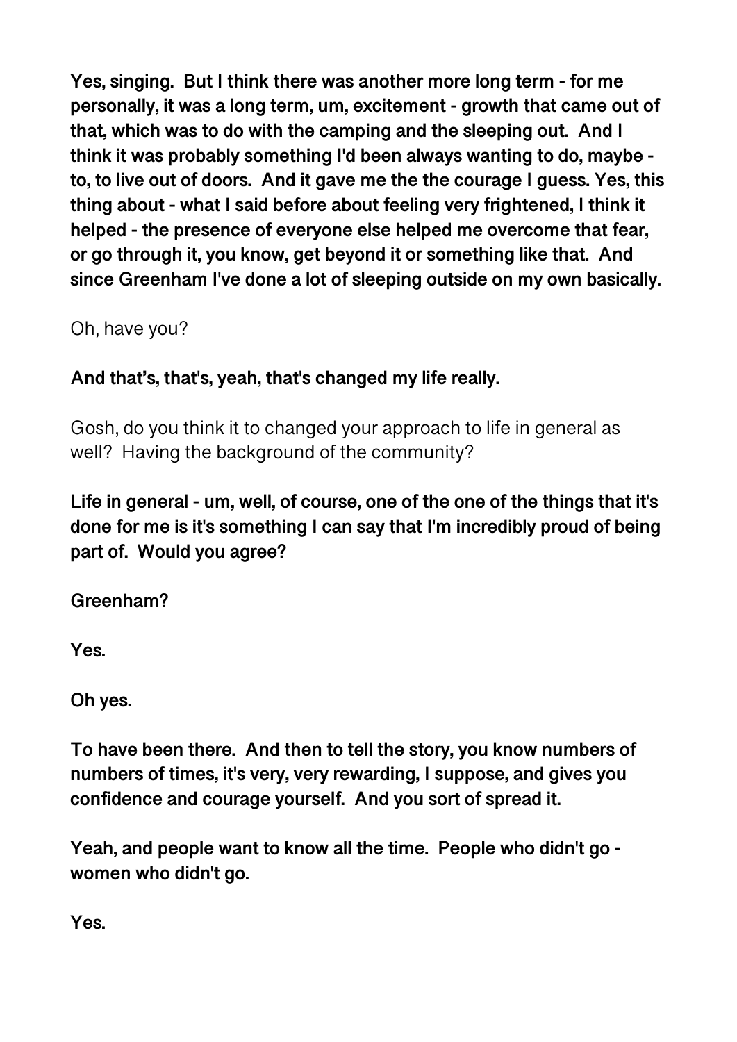**Yes, singing. But I think there was another more long term - for me personally, it was a long term, um, excitement - growth that came out of that, which was to do with the camping and the sleeping out. And I think it was probably something I'd been always wanting to do, maybe - to, to live out of doors. And it gave me the the courage I guess. Yes, this thing about - what I said before about feeling very frightened, I think it helped - the presence of everyone else helped me overcome that fear, or go through it, you know, get beyond it or something like that. And since Greenham I've done a lot of sleeping outside on my own basically.**

Oh, have you?

**And that's, that's, yeah, that's changed my life really.**

Gosh, do you think it to changed your approach to life in general as well? Having the background of the community?

**Life in general - um, well, of course, one of the one of the things that it's done for me is it's something I can say that I'm incredibly proud of being part of. Would you agree?**

**Greenham?**

**Yes.**

**Oh yes.**

**To have been there. And then to tell the story, you know numbers of numbers of times, it's very, very rewarding, I suppose, and gives you confidence and courage yourself. And you sort of spread it.**

**Yeah, and people want to know all the time. People who didn't go - women who didn't go.**

**Yes.**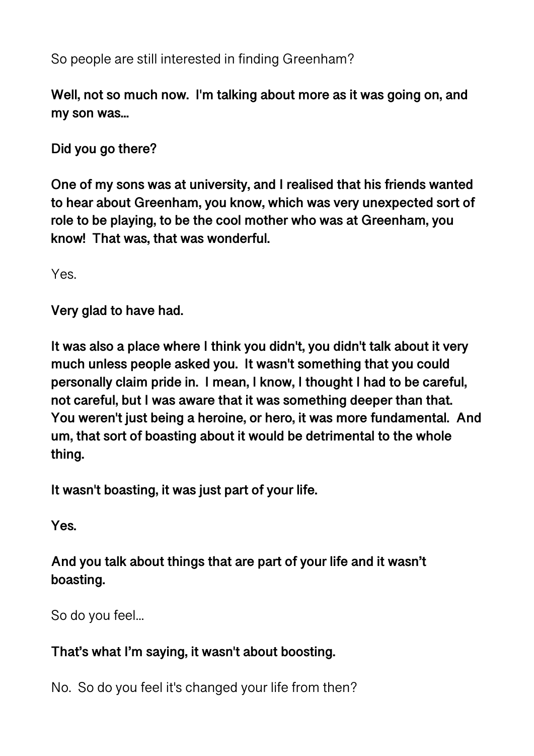So people are still interested in finding Greenham?

**Well, not so much now. I'm talking about more as it was going on, and my son was…**

**Did you go there?**

**One of my sons was at university, and I realised that his friends wanted to hear about Greenham, you know, which was very unexpected sort of role to be playing, to be the cool mother who was at Greenham, you know! That was, that was wonderful.**

Yes.

**Very glad to have had.**

**It was also a place where I think you didn't, you didn't talk about it very much unless people asked you. It wasn't something that you could personally claim pride in. I mean, I know, I thought I had to be careful, not careful, but I was aware that it was something deeper than that. You weren't just being a heroine, or hero, it was more fundamental. And um, that sort of boasting about it would be detrimental to the whole thing.**

**It wasn't boasting, it was just part of your life.**

**Yes.**

**And you talk about things that are part of your life and it wasn't boasting.**

So do you feel…

**That's what I'm saying, it wasn't about boosting.**

No. So do you feel it's changed your life from then?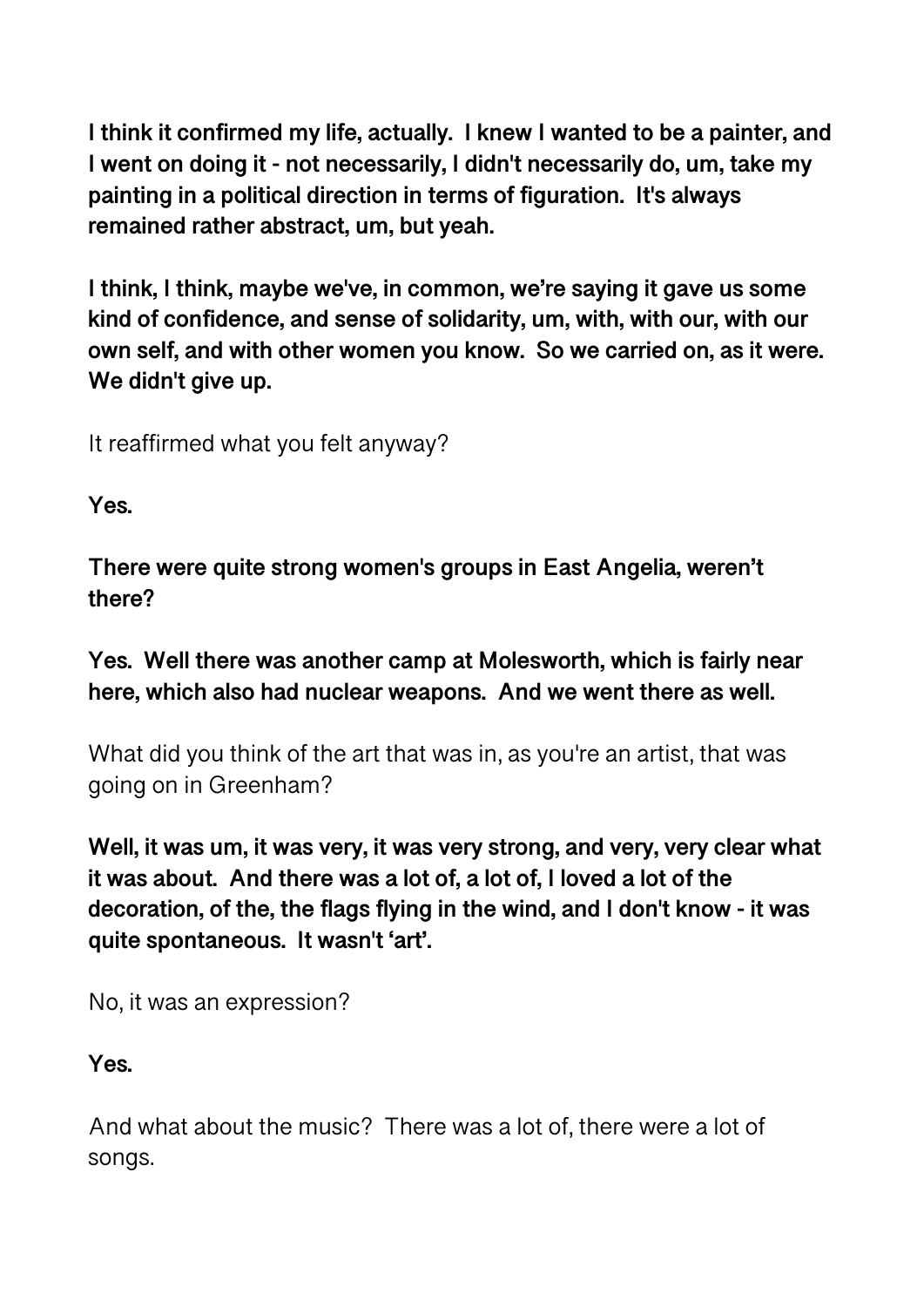**I think it confirmed my life, actually. I knew I wanted to be a painter, and I went on doing it - not necessarily, I didn't necessarily do, um, take my painting in a political direction in terms of figuration. It's always remained rather abstract, um, but yeah.**

**I think, I think, maybe we've, in common, we're saying it gave us some kind of confidence, and sense of solidarity, um, with, with our, with our own self, and with other women you know. So we carried on, as it were. We didn't give up.**

It reaffirmed what you felt anyway?

**Yes.**

**There were quite strong women's groups in East Angelia, weren't there?**

**Yes. Well there was another camp at Molesworth, which is fairly near here, which also had nuclear weapons. And we went there as well.**

What did you think of the art that was in, as you're an artist, that was going on in Greenham?

**Well, it was um, it was very, it was very strong, and very, very clear what it was about. And there was a lot of, a lot of, I loved a lot of the decoration, of the, the flags flying in the wind, and I don't know - it was quite spontaneous. It wasn't 'art'.**

No, it was an expression?

**Yes.**

And what about the music? There was a lot of, there were a lot of songs.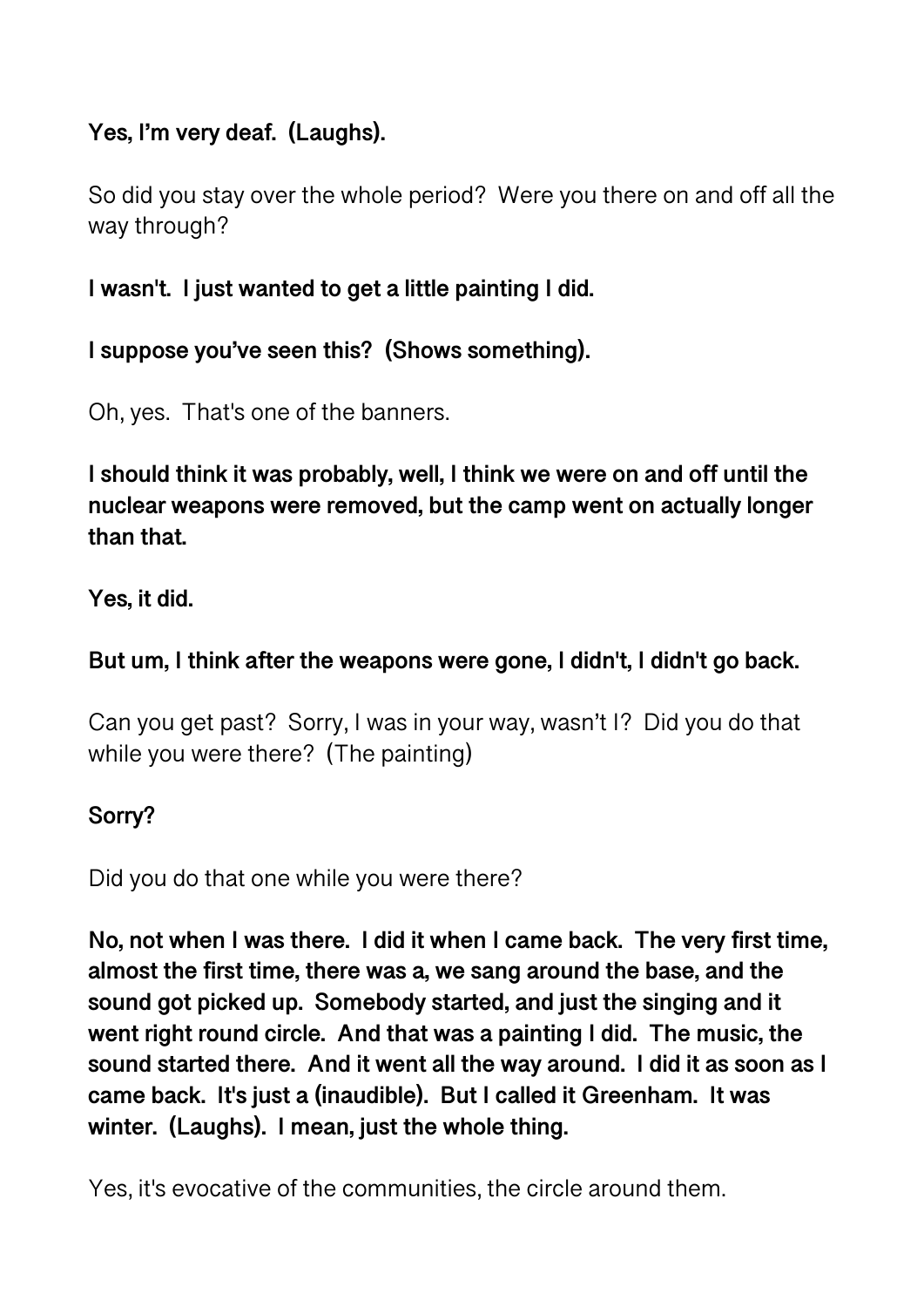**Yes, I'm very deaf. (Laughs).**

So did you stay over the whole period? Were you there on and off all the way through?

**I wasn't. I just wanted to get a little painting I did.**

**I suppose you've seen this? (Shows something).**

Oh, yes. That's one of the banners.

**I should think it was probably, well, I think we were on and off until the nuclear weapons were removed, but the camp went on actually longer than that.**

**Yes, it did.**

**But um, I think after the weapons were gone, I didn't, I didn't go back.**

Can you get past? Sorry, I was in your way, wasn't I? Did you do that while you were there? (The painting)

**Sorry?**

Did you do that one while you were there?

**No, not when I was there. I did it when I came back. The very first time, almost the first time, there was a, we sang around the base, and the sound got picked up. Somebody started, and just the singing and it went right round circle. And that was a painting I did. The music, the sound started there. And it went all the way around. I did it as soon as I came back. It's just a (inaudible). But I called it Greenham. It was winter. (Laughs). I mean, just the whole thing.**

Yes, it's evocative of the communities, the circle around them.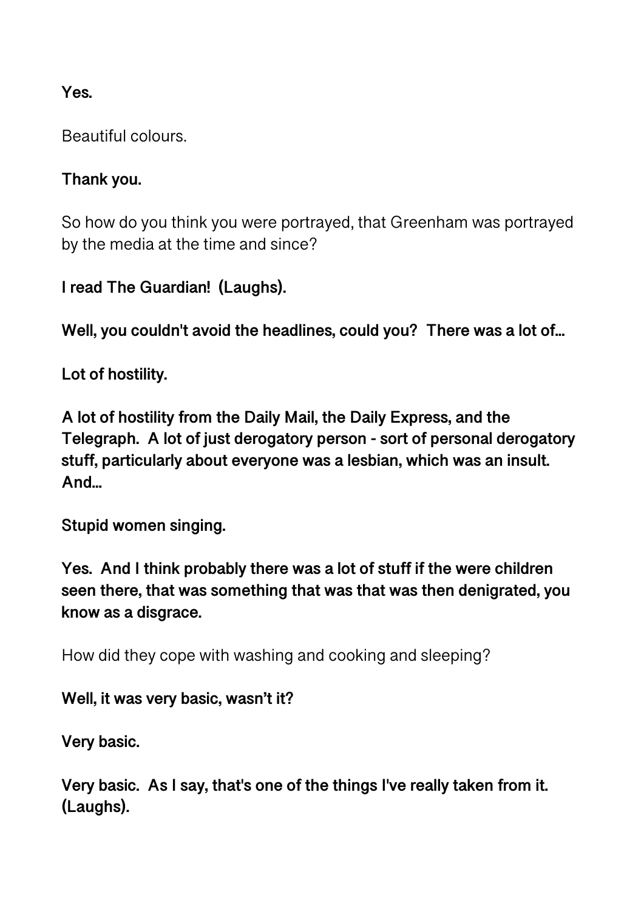**Yes.**

Beautiful colours.

**Thank you.**

So how do you think you were portrayed, that Greenham was portrayed by the media at the time and since?

**I read The Guardian! (Laughs).**

**Well, you couldn't avoid the headlines, could you? There was a lot of...**

**Lot of hostility.**

**A lot of hostility from the Daily Mail, the Daily Express, and the Telegraph. A lot of just derogatory person - sort of personal derogatory stuff, particularly about everyone was a lesbian, which was an insult. And...**

**Stupid women singing.**

**Yes. And I think probably there was a lot of stuff if the were children seen there, that was something that was that was then denigrated, you know as a disgrace.**

How did they cope with washing and cooking and sleeping?

**Well, it was very basic, wasn't it?**

**Very basic.**

**Very basic. As I say, that's one of the things I've really taken from it. (Laughs).**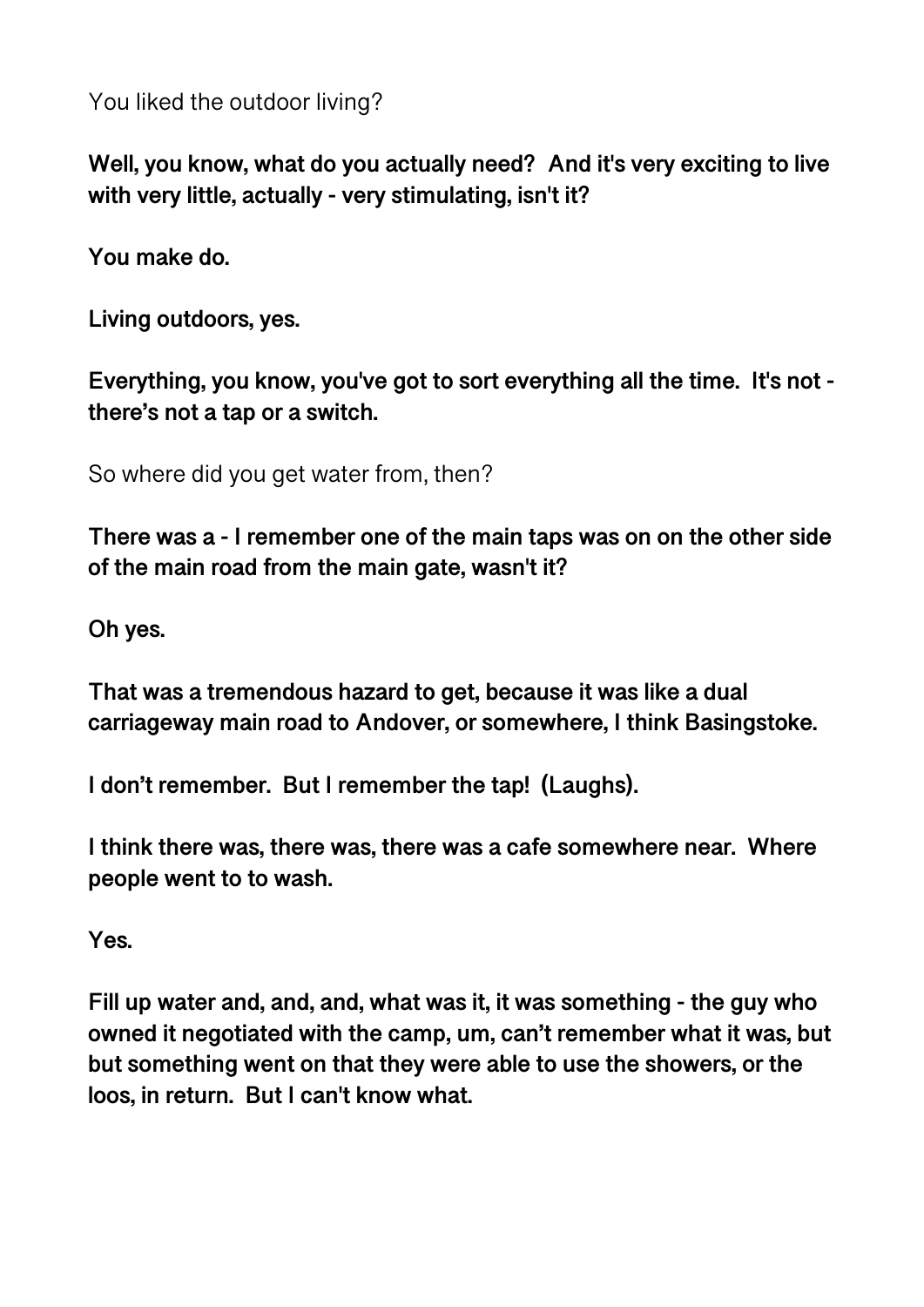You liked the outdoor living?

**Well, you know, what do you actually need?  And it's very exciting to live with very little, actually - very stimulating, isn't it?**

**You make do.**

**Living outdoors, yes.**

**Everything, you know, you've got to sort everything all the time.  It's not - there's not a tap or a switch.**

So where did you get water from, then?

**There was a - I remember one of the main taps was on on the other side of the main road from the main gate, wasn't it?**

**Oh yes.**

**That was a tremendous hazard to get, because it was like a dual carriageway main road to Andover, or somewhere, I think Basingstoke.**

**I don't remember.  But I remember the tap!  (Laughs).**

**I think there was, there was, there was a cafe somewhere near.  Where people went to to wash.**

**Yes.**

**Fill up water and, and, and, what was it, it was something - the guy who owned it negotiated with the camp, um, can't remember what it was, but but something went on that they were able to use the showers, or the loos, in return.  But I can't know what.**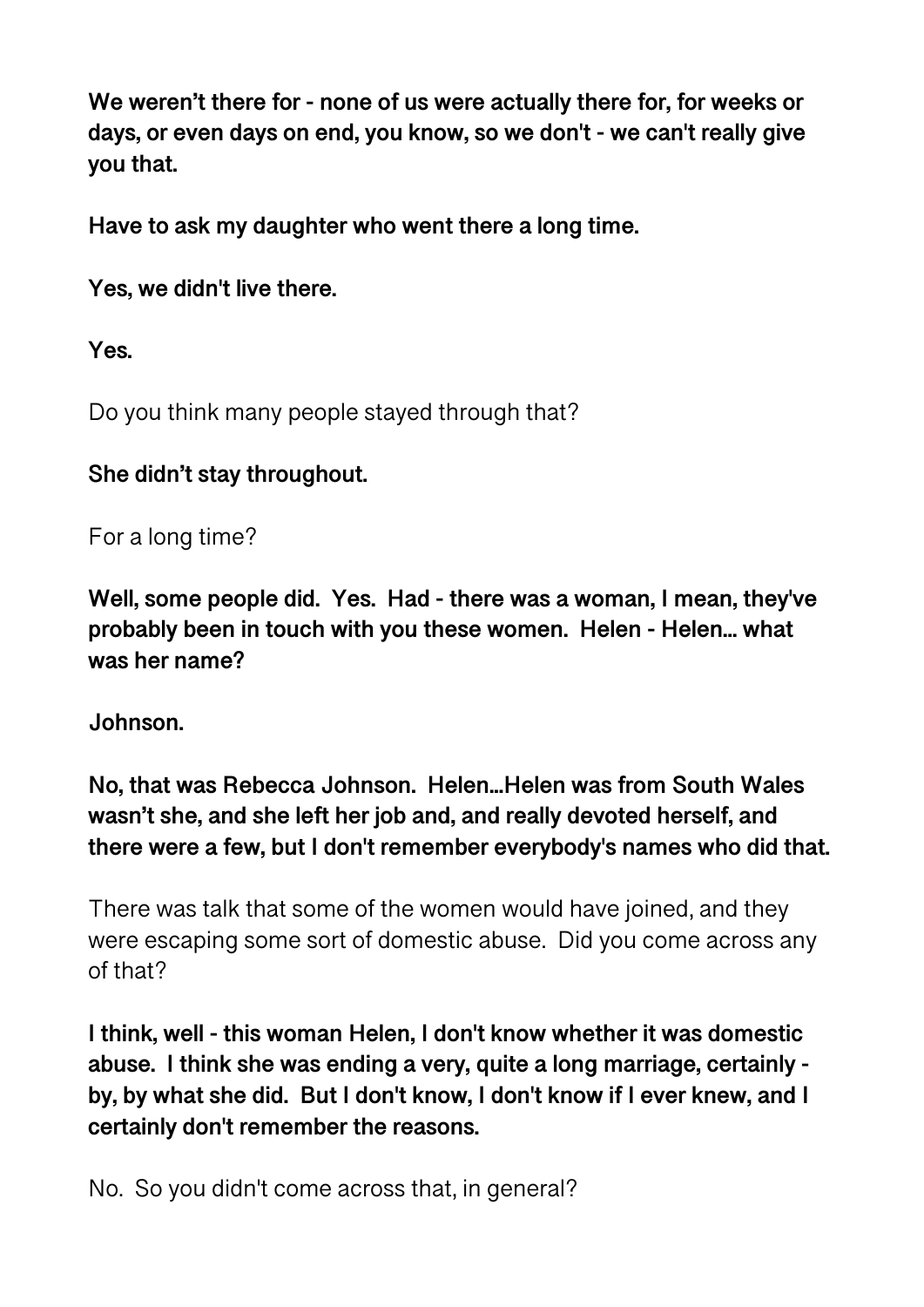**We weren't there for - none of us were actually there for, for weeks or days, or even days on end, you know, so we don't - we can't really give you that.**

**Have to ask my daughter who went there a long time.**

**Yes, we didn't live there.**

**Yes.**

Do you think many people stayed through that?

**She didn't stay throughout.**

For a long time?

**Well, some people did. Yes. Had - there was a woman, I mean, they've probably been in touch with you these women. Helen - Helen... what was her name?**

**Johnson.**

**No, that was Rebecca Johnson. Helen...Helen was from South Wales wasn't she, and she left her job and, and really devoted herself, and there were a few, but I don't remember everybody's names who did that.**

There was talk that some of the women would have joined, and they were escaping some sort of domestic abuse. Did you come across any of that?

**I think, well - this woman Helen, I don't know whether it was domestic abuse. I think she was ending a very, quite a long marriage, certainly - by, by what she did. But I don't know, I don't know if I ever knew, and I certainly don't remember the reasons.**

No. So you didn't come across that, in general?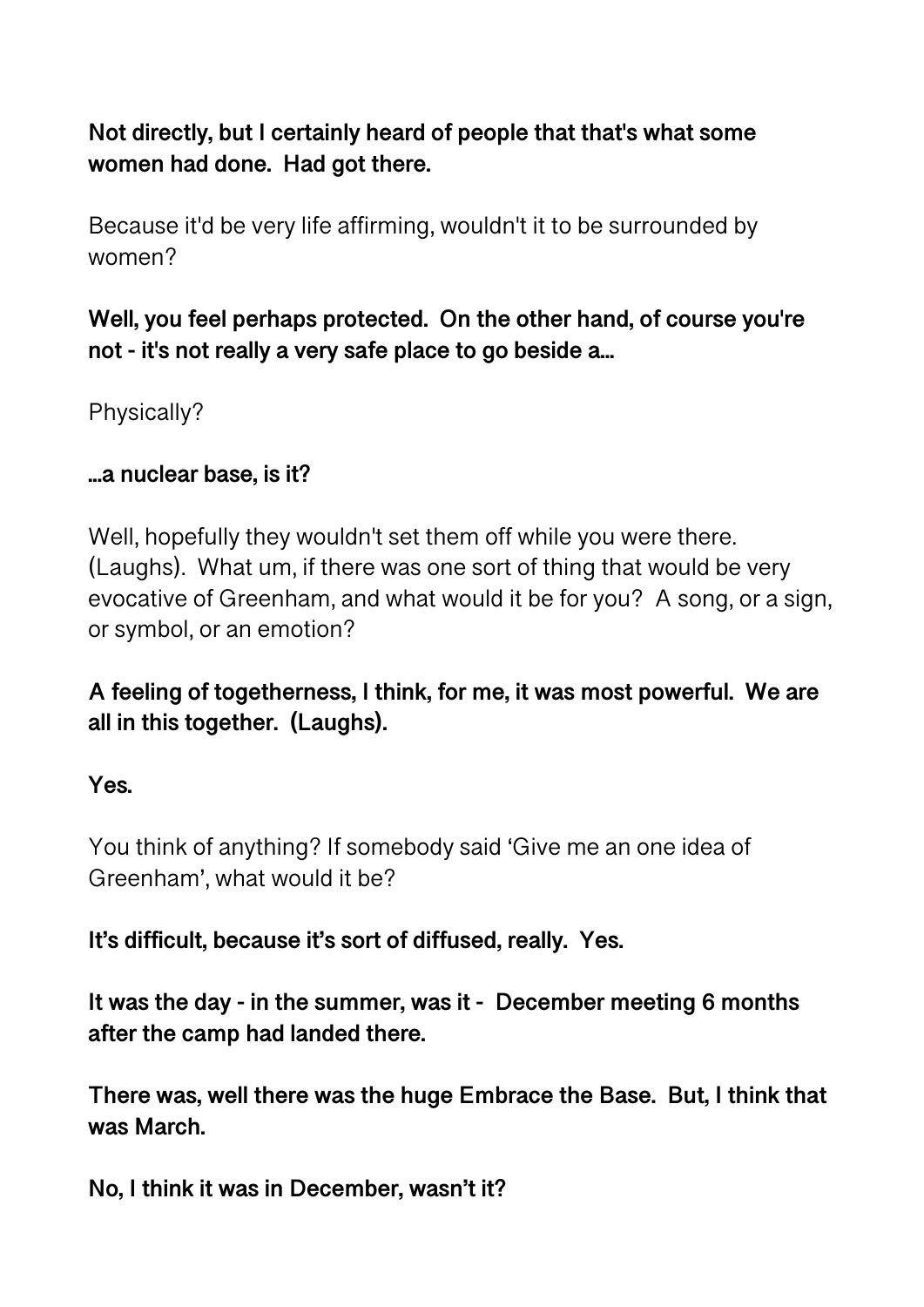**Not directly, but I certainly heard of people that that's what some women had done. Had got there.**

Because it'd be very life affirming, wouldn't it to be surrounded by women?

**Well, you feel perhaps protected. On the other hand, of course you're not - it's not really a very safe place to go beside a…**

Physically?

**…a nuclear base, is it?**

Well, hopefully they wouldn't set them off while you were there. (Laughs). What um, if there was one sort of thing that would be very evocative of Greenham, and what would it be for you? A song, or a sign, or symbol, or an emotion?

**A feeling of togetherness, I think, for me, it was most powerful. We are all in this together. (Laughs).**

**Yes.**

You think of anything? If somebody said 'Give me an one idea of Greenham', what would it be?

**It's difficult, because it's sort of diffused, really. Yes.**

**It was the day - in the summer, was it - December meeting 6 months after the camp had landed there.**

**There was, well there was the huge Embrace the Base. But, I think that was March.**

**No, I think it was in December, wasn't it?**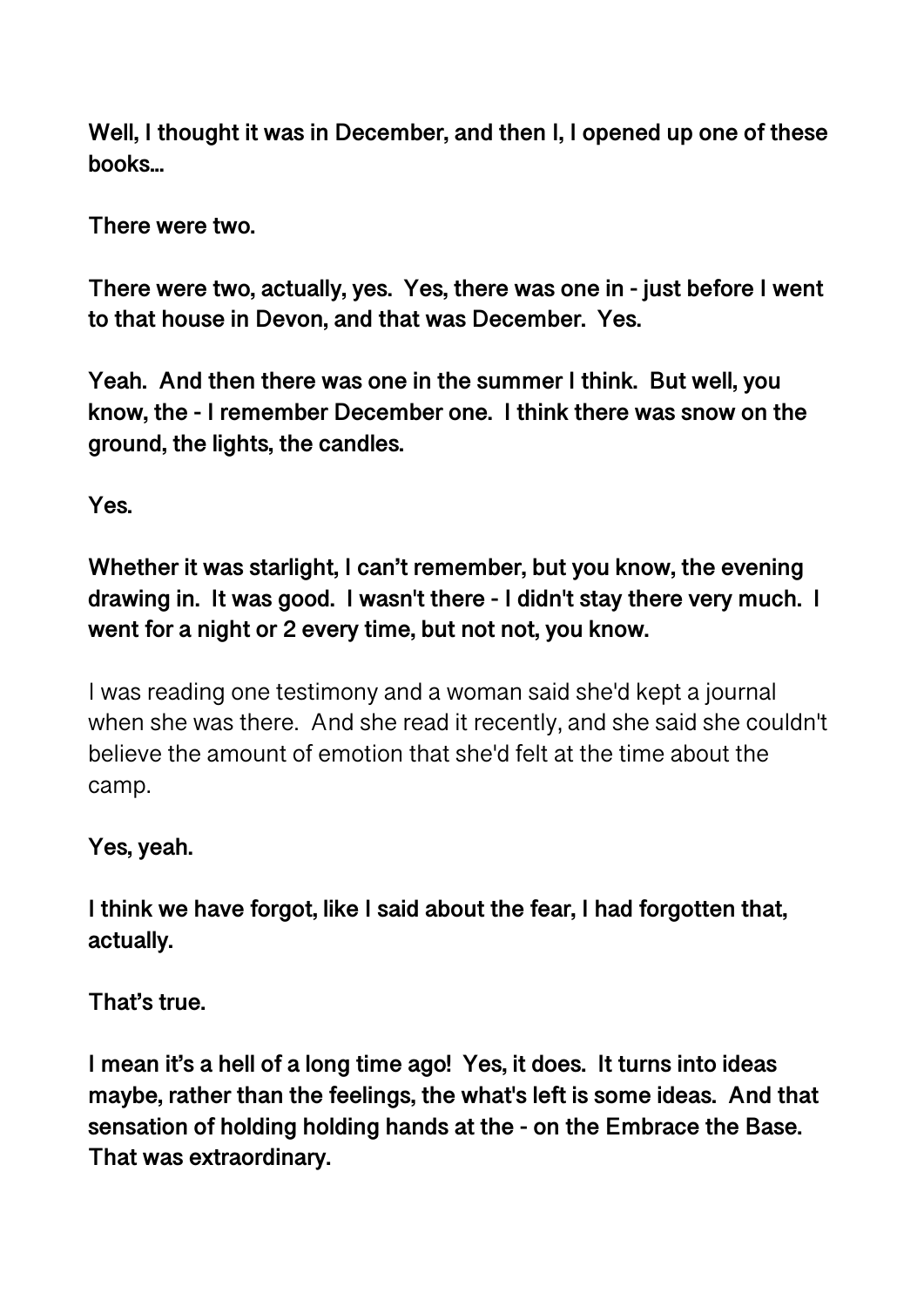**Well, I thought it was in December, and then I, I opened up one of these books...**

**There were two.**

**There were two, actually, yes. Yes, there was one in - just before I went to that house in Devon, and that was December. Yes.**

**Yeah. And then there was one in the summer I think. But well, you know, the - I remember December one. I think there was snow on the ground, the lights, the candles.**

**Yes.**

**Whether it was starlight, I can't remember, but you know, the evening drawing in. It was good. I wasn't there - I didn't stay there very much. I went for a night or 2 every time, but not not, you know.**

I was reading one testimony and a woman said she'd kept a journal when she was there. And she read it recently, and she said she couldn't believe the amount of emotion that she'd felt at the time about the camp.

**Yes, yeah.**

**I think we have forgot, like I said about the fear, I had forgotten that, actually.**

**That's true.**

**I mean it's a hell of a long time ago! Yes, it does. It turns into ideas maybe, rather than the feelings, the what's left is some ideas. And that sensation of holding holding hands at the - on the Embrace the Base. That was extraordinary.**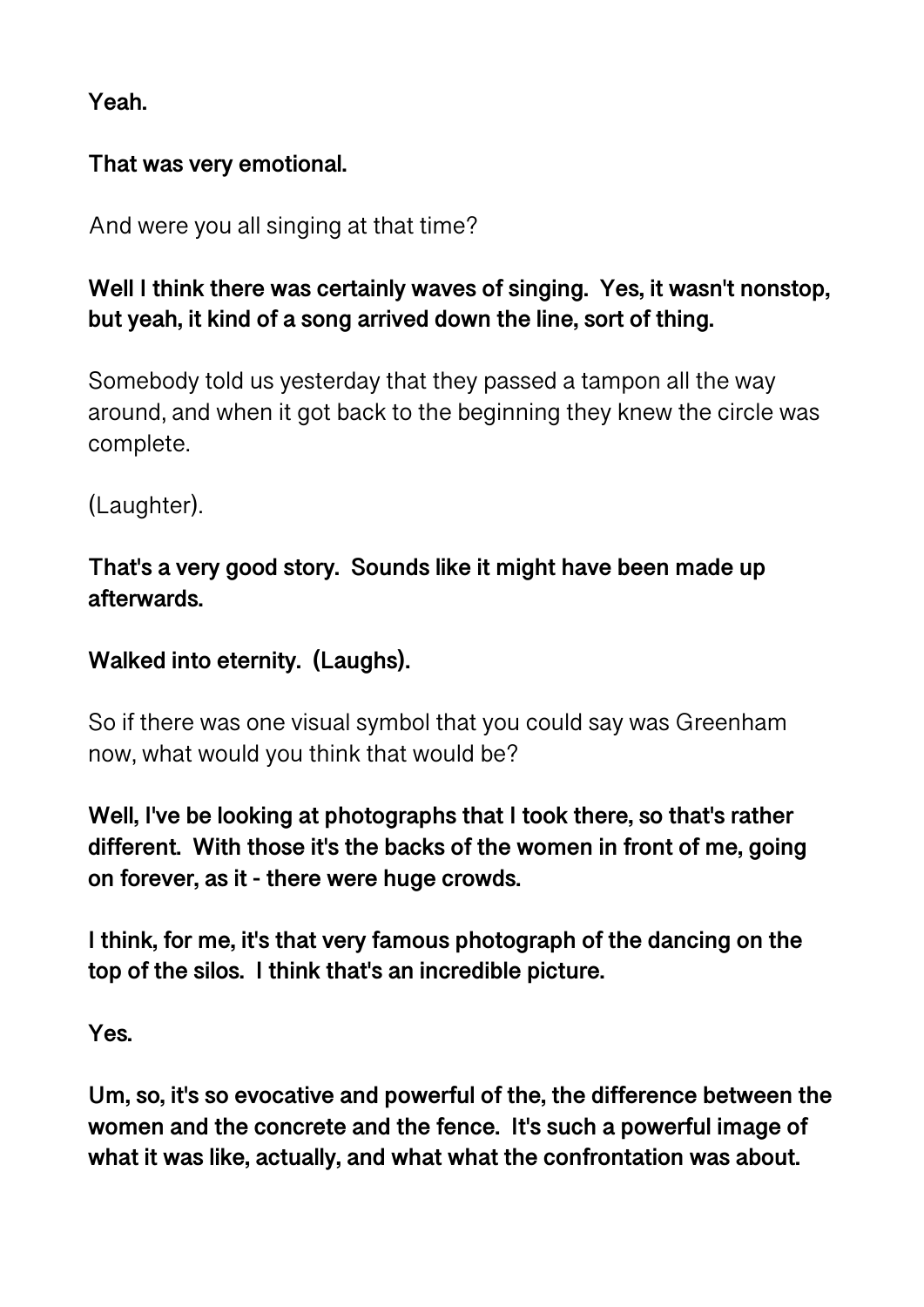**Yeah.**

**That was very emotional.**

And were you all singing at that time?

**Well I think there was certainly waves of singing.  Yes, it wasn't nonstop, but yeah, it kind of a song arrived down the line, sort of thing.**

Somebody told us yesterday that they passed a tampon all the way around, and when it got back to the beginning they knew the circle was complete.

(Laughter).

**That's a very good story.  Sounds like it might have been made up afterwards.**

**Walked into eternity.  (Laughs).**

So if there was one visual symbol that you could say was Greenham now, what would you think that would be?

**Well, I've be looking at photographs that I took there, so that's rather different.  With those it's the backs of the women in front of me, going on forever, as it - there were huge crowds.**

**I think, for me, it's that very famous photograph of the dancing on the top of the silos.  I think that's an incredible picture.**

**Yes.**

**Um, so, it's so evocative and powerful of the, the difference between the women and the concrete and the fence.  It's such a powerful image of what it was like, actually, and what what the confrontation was about.**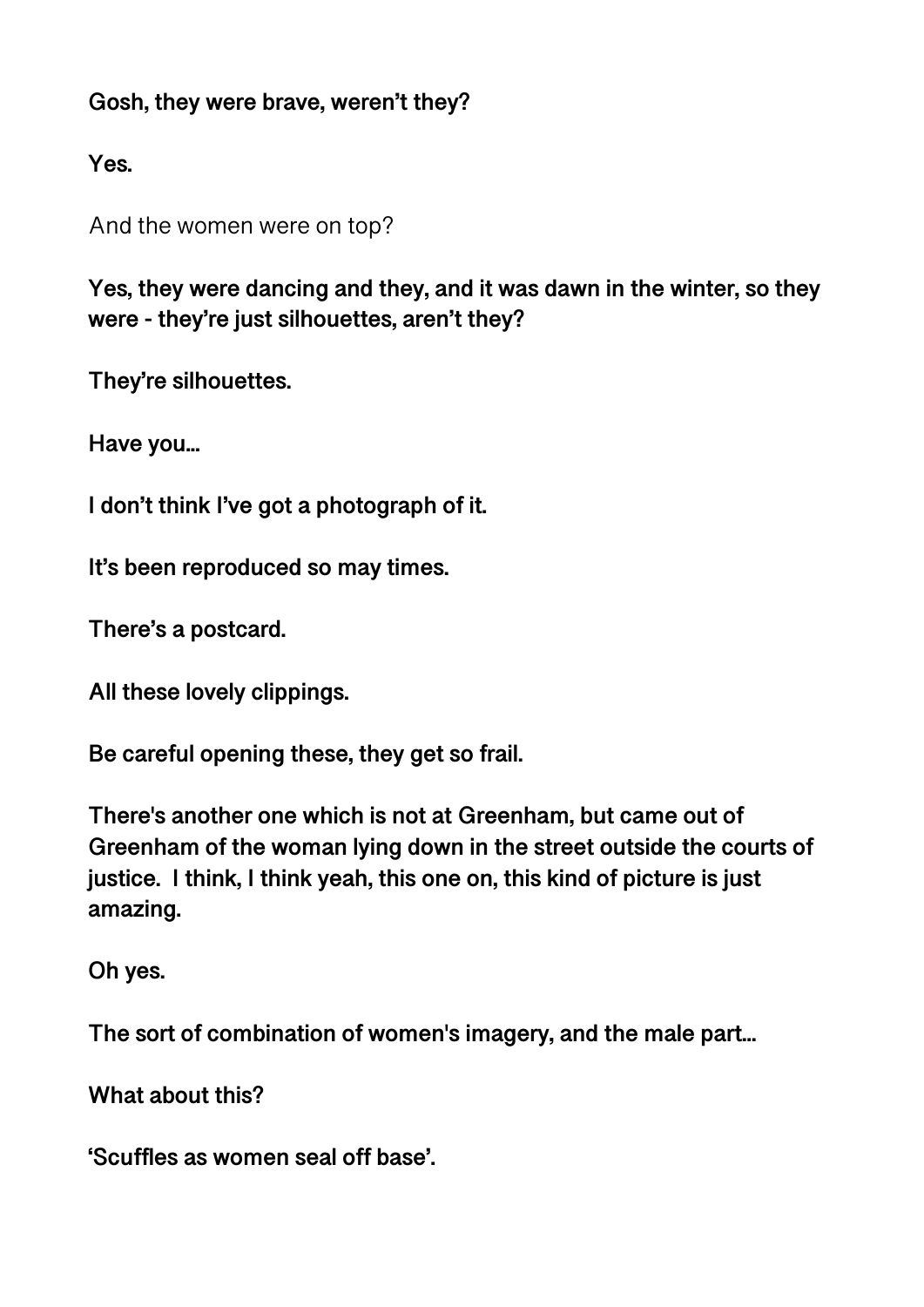**Gosh, they were brave, weren't they?**

**Yes.**

And the women were on top?

**Yes, they were dancing and they, and it was dawn in the winter, so they were - they're just silhouettes, aren't they?**

**They're silhouettes.**

**Have you...**

**I don't think I've got a photograph of it.**

**It's been reproduced so may times.**

**There's a postcard.**

**All these lovely clippings.**

**Be careful opening these, they get so frail.**

**There's another one which is not at Greenham, but came out of Greenham of the woman lying down in the street outside the courts of justice. I think, I think yeah, this one on, this kind of picture is just amazing.**

**Oh yes.**

**The sort of combination of women's imagery, and the male part...**

**What about this?**

**'Scuffles as women seal off base'.**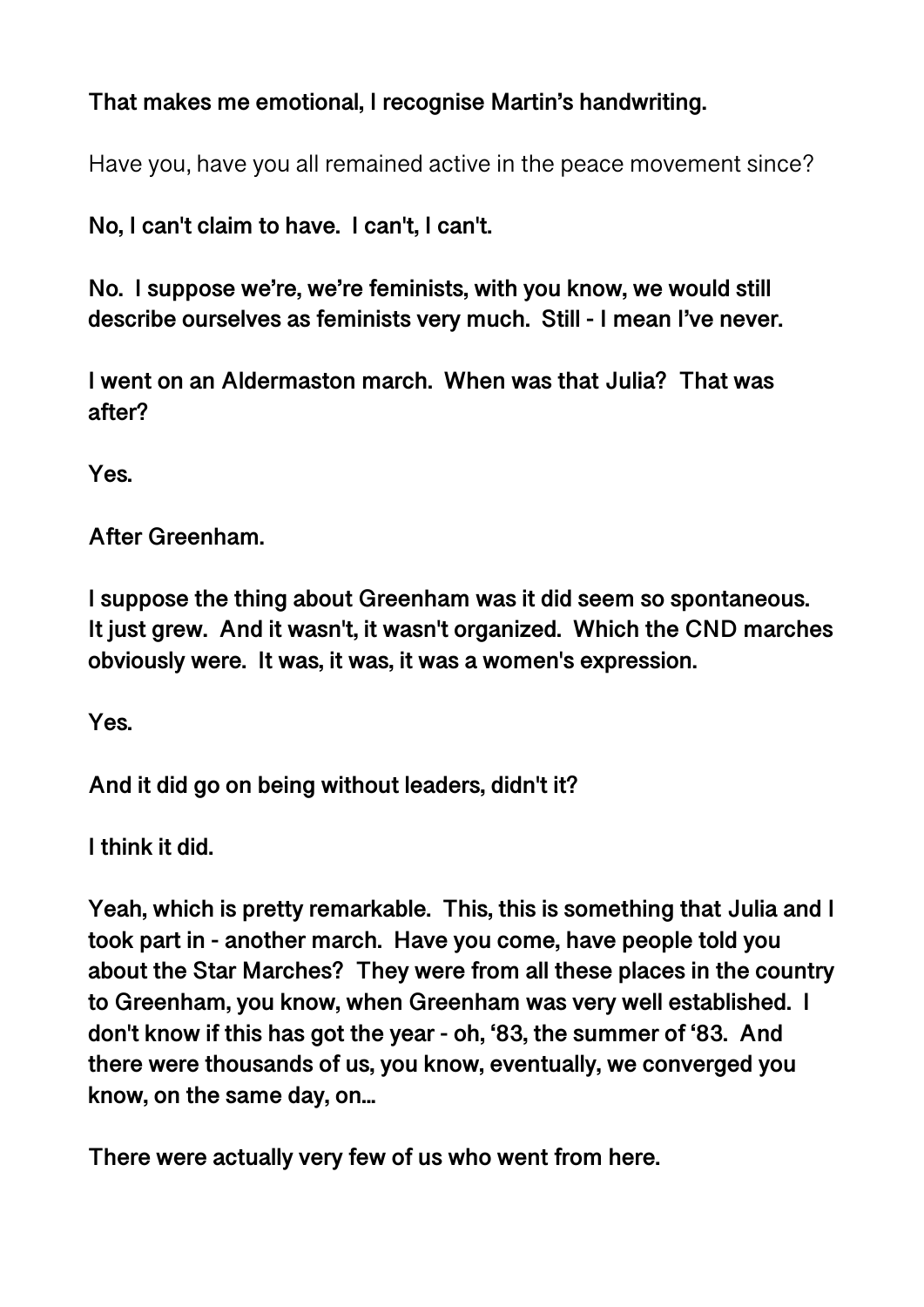**That makes me emotional, I recognise Martin's handwriting.**

Have you, have you all remained active in the peace movement since?

**No, I can't claim to have. I can't, I can't.**

**No. I suppose we're, we're feminists, with you know, we would still describe ourselves as feminists very much. Still - I mean I've never.**

**I went on an Aldermaston march. When was that Julia? That was after?**

**Yes.**

**After Greenham.**

**I suppose the thing about Greenham was it did seem so spontaneous. It just grew. And it wasn't, it wasn't organized. Which the CND marches obviously were. It was, it was, it was a women's expression.**

**Yes.**

**And it did go on being without leaders, didn't it?**

**I think it did.**

**Yeah, which is pretty remarkable. This, this is something that Julia and I took part in - another march. Have you come, have people told you about the Star Marches? They were from all these places in the country to Greenham, you know, when Greenham was very well established. I don't know if this has got the year - oh, '83, the summer of '83. And there were thousands of us, you know, eventually, we converged you know, on the same day, on...**

**There were actually very few of us who went from here.**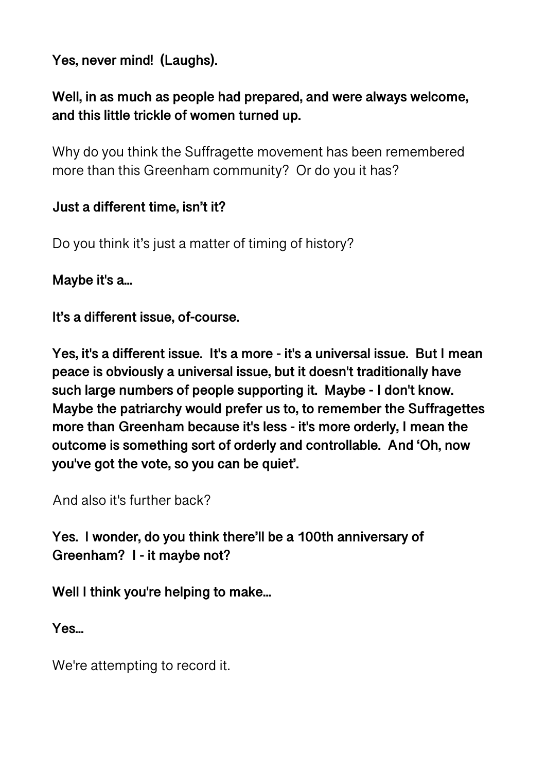**Yes, never mind! (Laughs).**

**Well, in as much as people had prepared, and were always welcome, and this little trickle of women turned up.**

Why do you think the Suffragette movement has been remembered more than this Greenham community? Or do you it has?

**Just a different time, isn't it?**

Do you think it's just a matter of timing of history?

**Maybe it's a…**

**It's a different issue, of-course.**

**Yes, it's a different issue. It's a more - it's a universal issue. But I mean peace is obviously a universal issue, but it doesn't traditionally have such large numbers of people supporting it. Maybe - I don't know. Maybe the patriarchy would prefer us to, to remember the Suffragettes more than Greenham because it's less - it's more orderly, I mean the outcome is something sort of orderly and controllable. And 'Oh, now you've got the vote, so you can be quiet'.**

And also it's further back?

**Yes. I wonder, do you think there'll be a 100th anniversary of Greenham? I - it maybe not?**

**Well I think you're helping to make…**

**Yes…**

We're attempting to record it.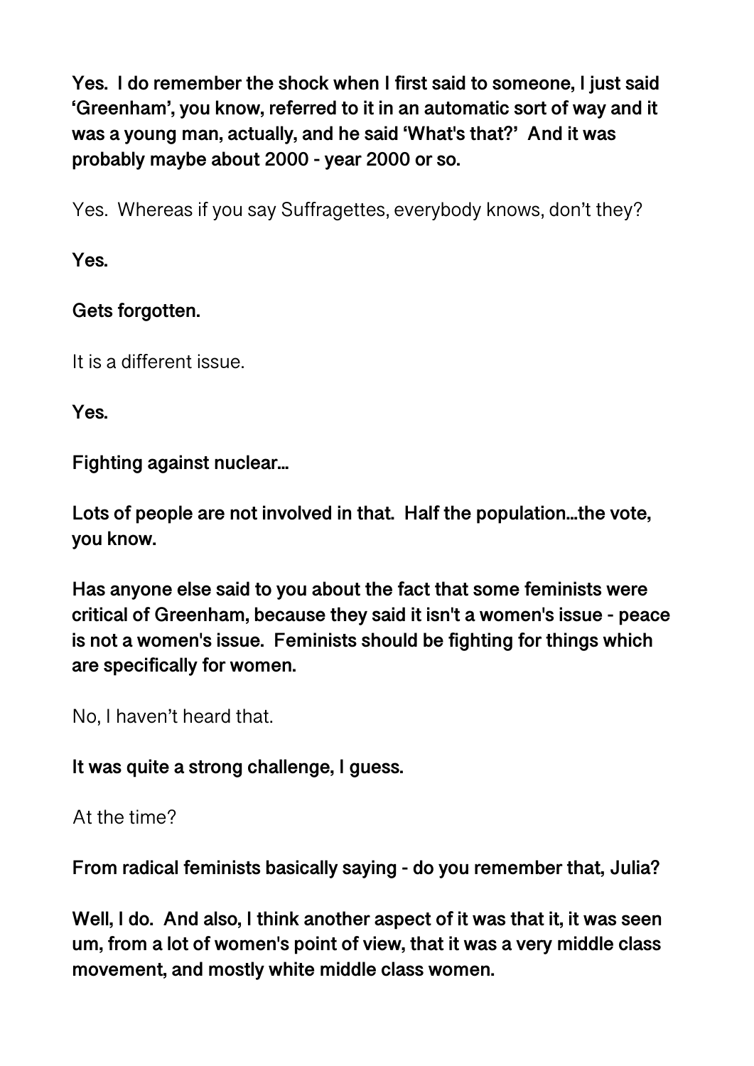**Yes. I do remember the shock when I first said to someone, I just said 'Greenham', you know, referred to it in an automatic sort of way and it was a young man, actually, and he said 'What's that?' And it was probably maybe about 2000 - year 2000 or so.**

Yes. Whereas if you say Suffragettes, everybody knows, don't they?

**Yes.**

**Gets forgotten.**

It is a different issue.

**Yes.**

**Fighting against nuclear…**

**Lots of people are not involved in that. Half the population…the vote, you know.**

**Has anyone else said to you about the fact that some feminists were critical of Greenham, because they said it isn't a women's issue - peace is not a women's issue. Feminists should be fighting for things which are specifically for women.**

No, I haven't heard that.

**It was quite a strong challenge, I guess.**

At the time?

**From radical feminists basically saying - do you remember that, Julia?**

**Well, I do. And also, I think another aspect of it was that it, it was seen um, from a lot of women's point of view, that it was a very middle class movement, and mostly white middle class women.**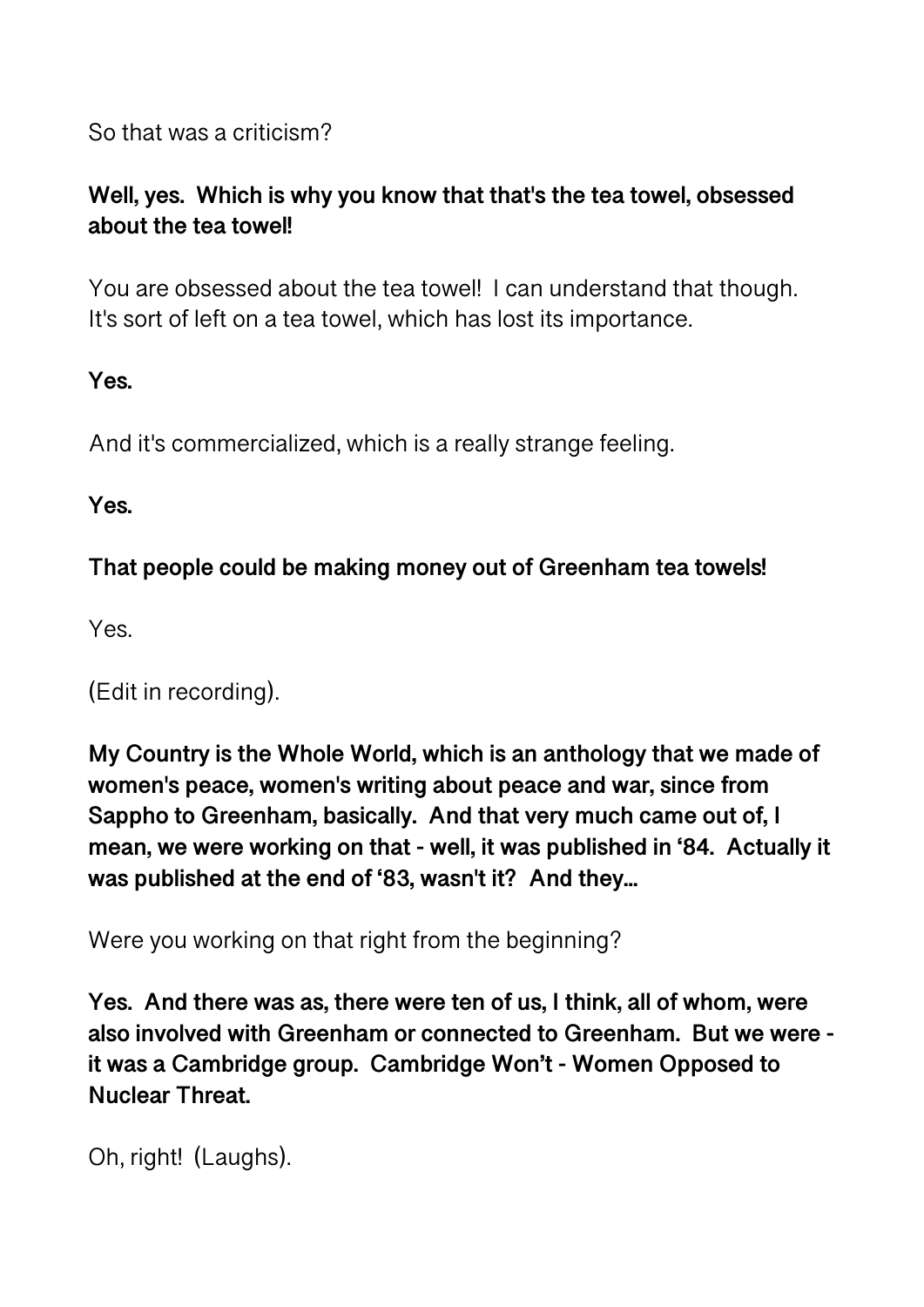So that was a criticism?

**Well, yes. Which is why you know that that's the tea towel, obsessed about the tea towel!**

You are obsessed about the tea towel! I can understand that though. It's sort of left on a tea towel, which has lost its importance.

**Yes.**

And it's commercialized, which is a really strange feeling.

**Yes.**

**That people could be making money out of Greenham tea towels!**

Yes.

(Edit in recording).

**My Country is the Whole World, which is an anthology that we made of women's peace, women's writing about peace and war, since from Sappho to Greenham, basically. And that very much came out of, I mean, we were working on that - well, it was published in '84. Actually it was published at the end of '83, wasn't it? And they...**

Were you working on that right from the beginning?

**Yes. And there was as, there were ten of us, I think, all of whom, were also involved with Greenham or connected to Greenham. But we were - it was a Cambridge group. Cambridge Won't - Women Opposed to Nuclear Threat.**

Oh, right! (Laughs).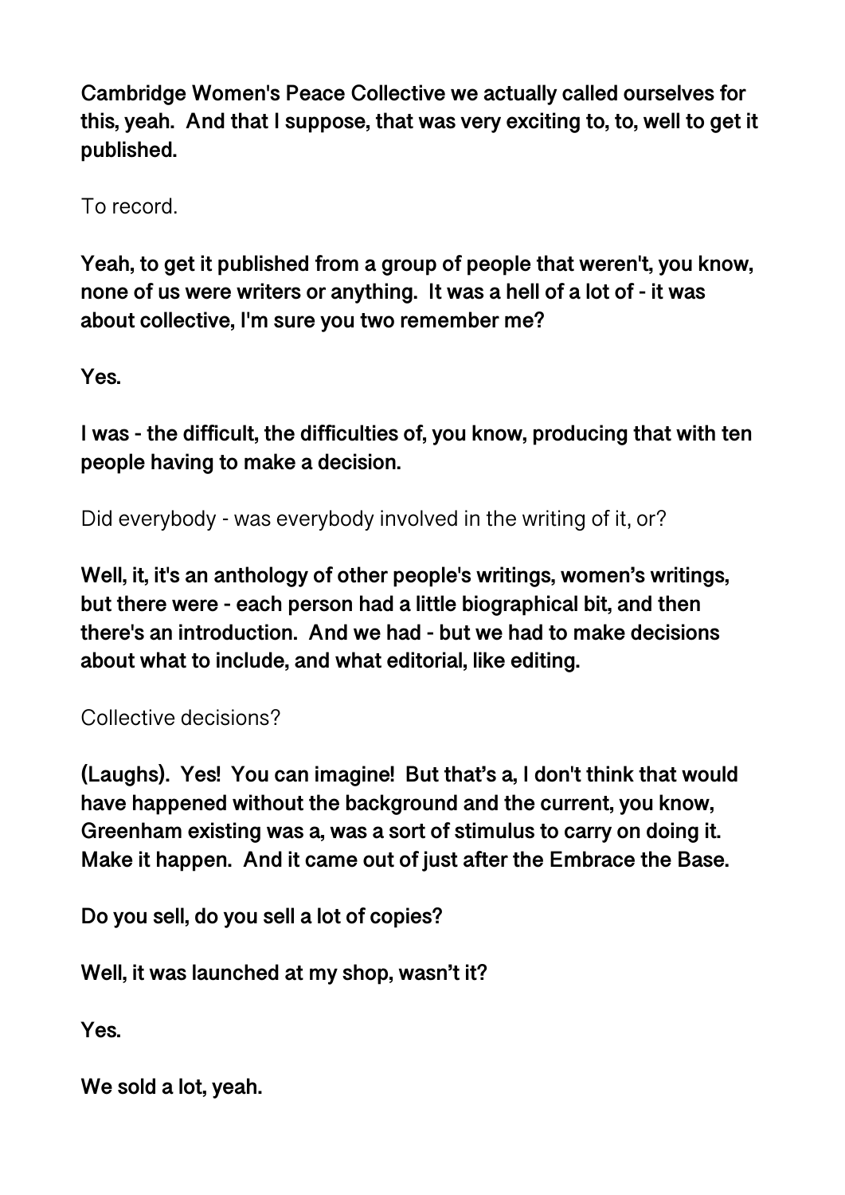**Cambridge Women's Peace Collective we actually called ourselves for this, yeah. And that I suppose, that was very exciting to, to, well to get it published.**

To record.

**Yeah, to get it published from a group of people that weren't, you know, none of us were writers or anything. It was a hell of a lot of - it was about collective, I'm sure you two remember me?**

**Yes.**

**I was - the difficult, the difficulties of, you know, producing that with ten people having to make a decision.**

Did everybody - was everybody involved in the writing of it, or?

**Well, it, it's an anthology of other people's writings, women's writings, but there were - each person had a little biographical bit, and then there's an introduction. And we had - but we had to make decisions about what to include, and what editorial, like editing.**

Collective decisions?

**(Laughs). Yes! You can imagine! But that's a, I don't think that would have happened without the background and the current, you know, Greenham existing was a, was a sort of stimulus to carry on doing it. Make it happen. And it came out of just after the Embrace the Base.**

**Do you sell, do you sell a lot of copies?**

**Well, it was launched at my shop, wasn't it?**

**Yes.**

**We sold a lot, yeah.**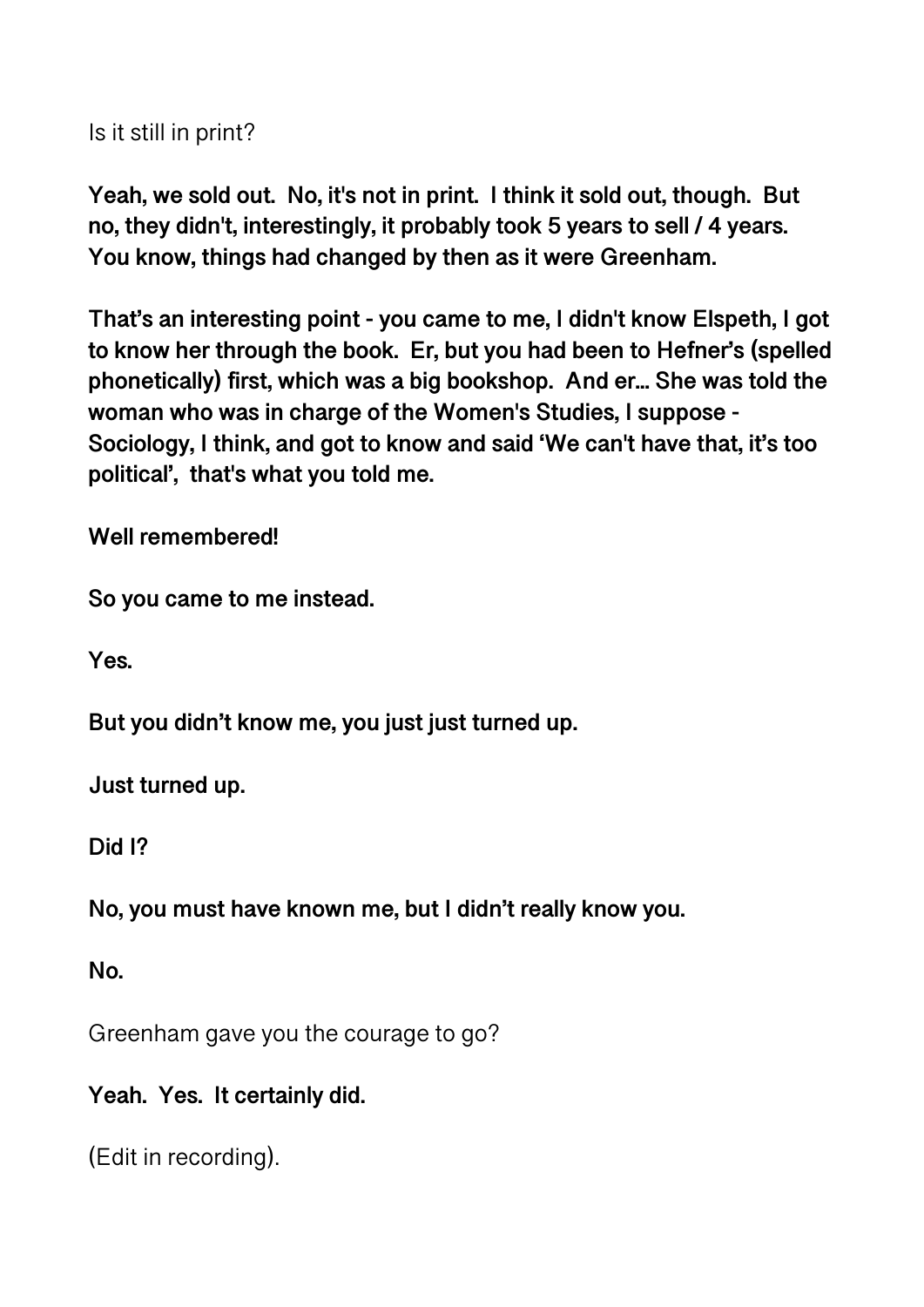Is it still in print?

**Yeah, we sold out. No, it's not in print. I think it sold out, though. But no, they didn't, interestingly, it probably took 5 years to sell / 4 years. You know, things had changed by then as it were Greenham.**

**That's an interesting point - you came to me, I didn't know Elspeth, I got to know her through the book. Er, but you had been to Hefner's (spelled phonetically) first, which was a big bookshop. And er... She was told the woman who was in charge of the Women's Studies, I suppose - Sociology, I think, and got to know and said 'We can't have that, it's too political', that's what you told me.**

**Well remembered!**

**So you came to me instead.**

**Yes.**

**But you didn't know me, you just just turned up.**

**Just turned up.**

**Did I?**

**No, you must have known me, but I didn't really know you.**

**No.**

Greenham gave you the courage to go?

**Yeah. Yes. It certainly did.**

(Edit in recording).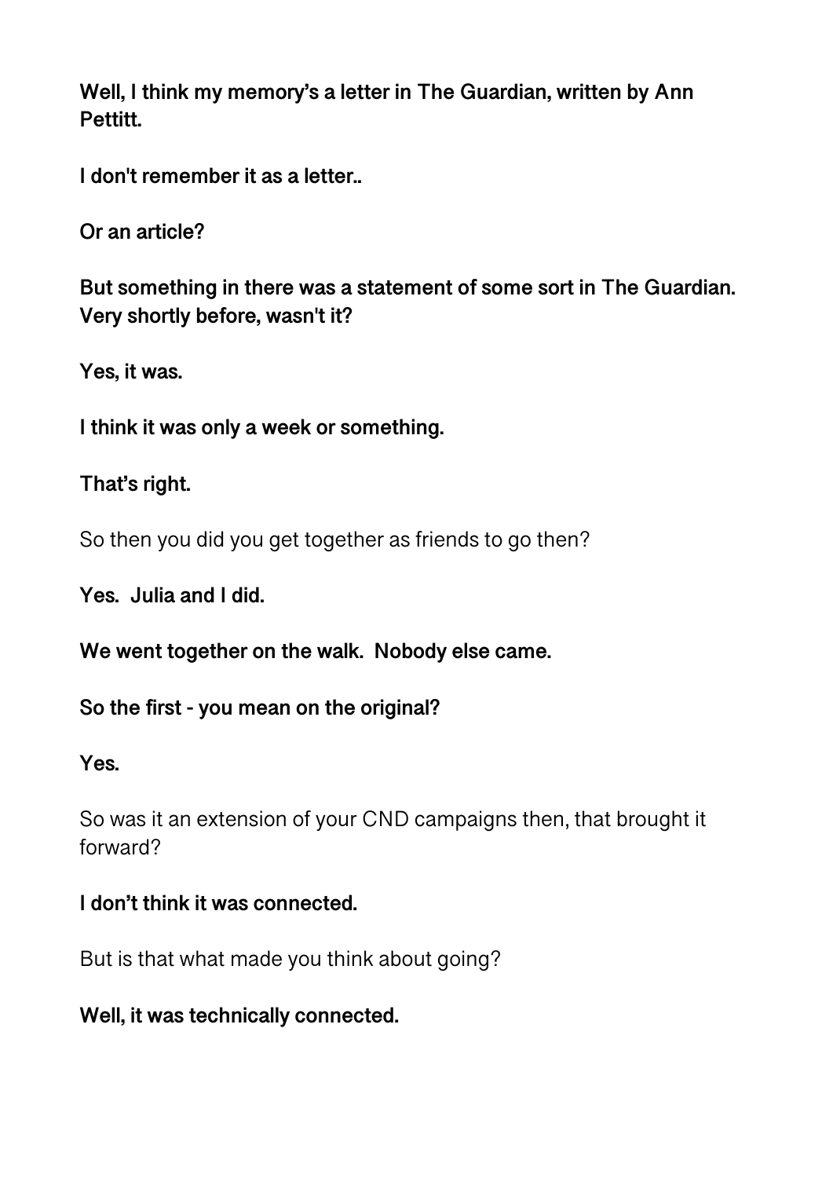**Well, I think my memory's a letter in The Guardian, written by Ann Pettitt.**

**I don't remember it as a letter..**

**Or an article?**

**But something in there was a statement of some sort in The Guardian. Very shortly before, wasn't it?**

**Yes, it was.**

**I think it was only a week or something.**

**That's right.**

So then you did you get together as friends to go then?

**Yes. Julia and I did.**

**We went together on the walk. Nobody else came.**

**So the first - you mean on the original?**

**Yes.**

So was it an extension of your CND campaigns then, that brought it forward?

**I don't think it was connected.**

But is that what made you think about going?

**Well, it was technically connected.**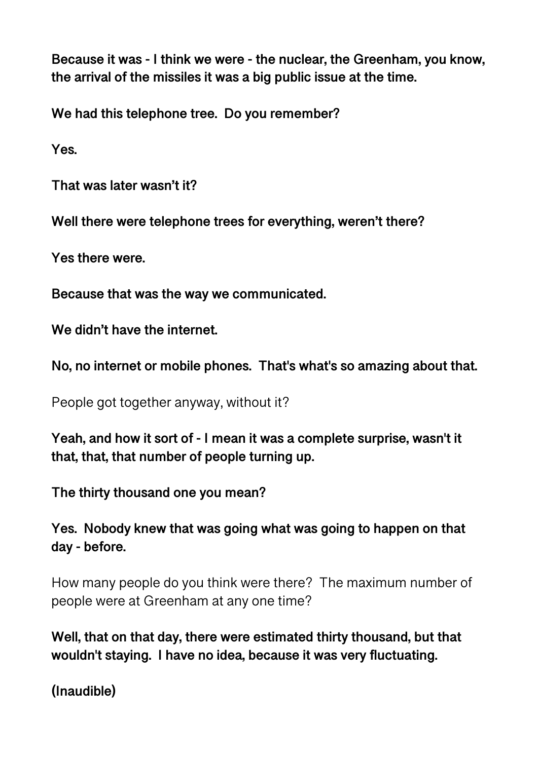**Because it was - I think we were - the nuclear, the Greenham, you know, the arrival of the missiles it was a big public issue at the time.**

**We had this telephone tree. Do you remember?**

**Yes.**

**That was later wasn't it?**

**Well there were telephone trees for everything, weren't there?**

**Yes there were.**

**Because that was the way we communicated.**

**We didn't have the internet.**

**No, no internet or mobile phones. That's what's so amazing about that.**

People got together anyway, without it?

**Yeah, and how it sort of - I mean it was a complete surprise, wasn't it that, that, that number of people turning up.**

**The thirty thousand one you mean?**

**Yes. Nobody knew that was going what was going to happen on that day - before.**

How many people do you think were there? The maximum number of people were at Greenham at any one time?

**Well, that on that day, there were estimated thirty thousand, but that wouldn't staying. I have no idea, because it was very fluctuating.**

**(Inaudible)**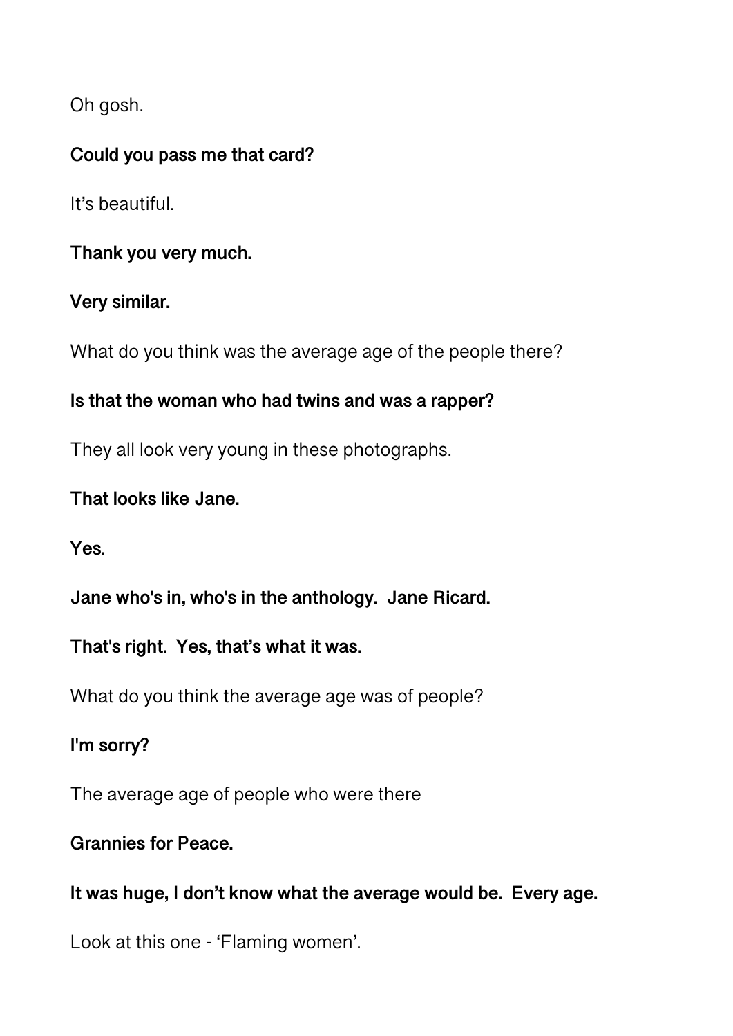Oh gosh.

**Could you pass me that card?**

It's beautiful.

**Thank you very much.**

**Very similar.**

What do you think was the average age of the people there?

**Is that the woman who had twins and was a rapper?**

They all look very young in these photographs.

**That looks like Jane.**

**Yes.**

**Jane who's in, who's in the anthology.  Jane Ricard.**

**That's right.  Yes, that's what it was.**

What do you think the average age was of people?

**I'm sorry?**

The average age of people who were there

**Grannies for Peace.**

**It was huge, I don't know what the average would be.  Every age.**

Look at this one - 'Flaming women'.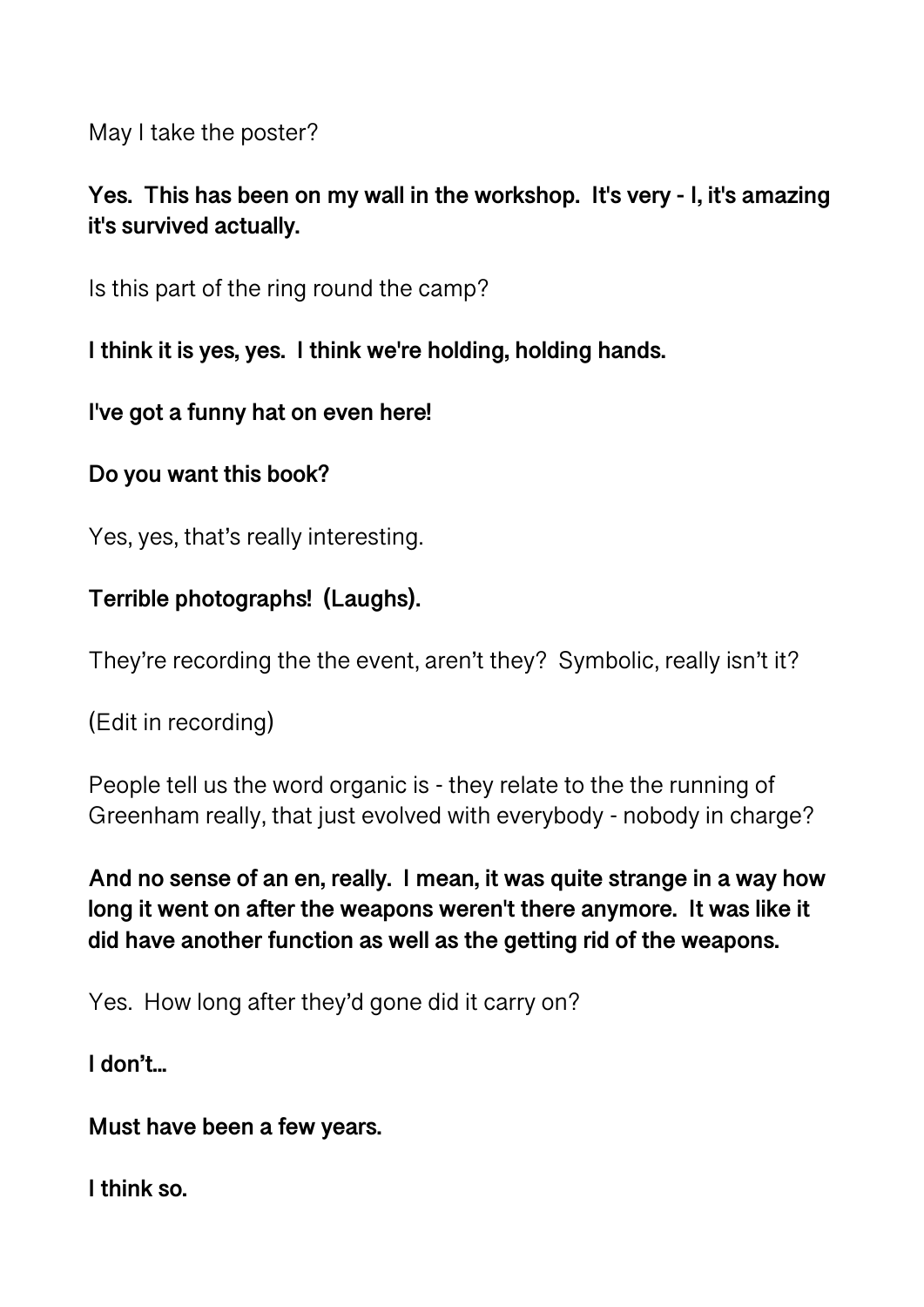May I take the poster?

**Yes.  This has been on my wall in the workshop.  It's very - I, it's amazing it's survived actually.**

Is this part of the ring round the camp?

**I think it is yes, yes.  I think we're holding, holding hands.**

**I've got a funny hat on even here!**

**Do you want this book?**

Yes, yes, that's really interesting.

**Terrible photographs!  (Laughs).**

They're recording the the event, aren't they?  Symbolic, really isn't it?

(Edit in recording)

People tell us the word organic is - they relate to the the running of Greenham really, that just evolved with everybody - nobody in charge?

**And no sense of an en, really.  I mean, it was quite strange in a way how long it went on after the weapons weren't there anymore.  It was like it did have another function as well as the getting rid of the weapons.**

Yes.  How long after they'd gone did it carry on?

**I don't...**

**Must have been a few years.**

**I think so.**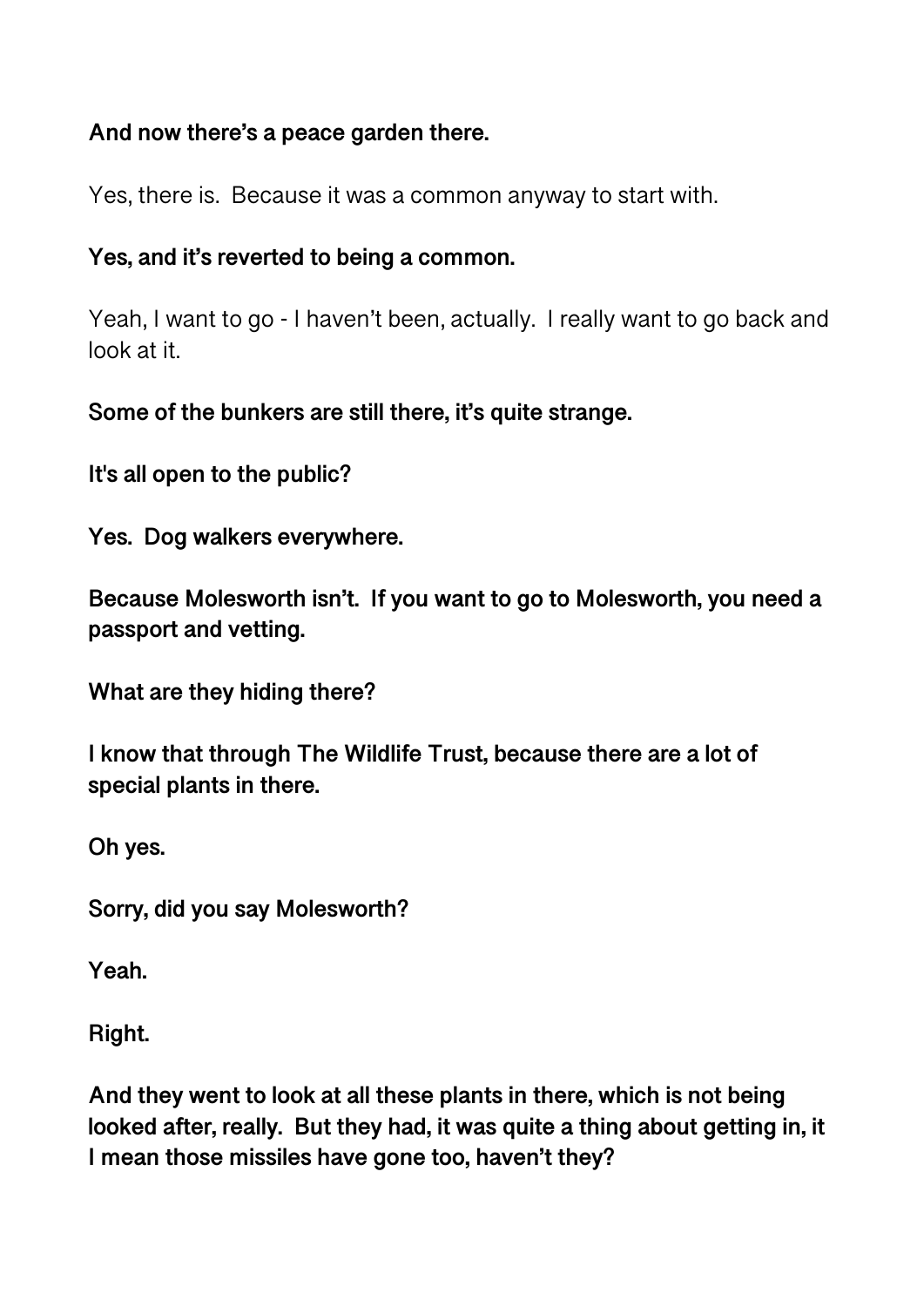**And now there's a peace garden there.**

Yes, there is.  Because it was a common anyway to start with.

**Yes, and it's reverted to being a common.**

Yeah, I want to go - I haven't been, actually.  I really want to go back and look at it.

**Some of the bunkers are still there, it's quite strange.**

**It's all open to the public?**

**Yes.  Dog walkers everywhere.**

**Because Molesworth isn't.  If you want to go to Molesworth, you need a passport and vetting.**

**What are they hiding there?**

**I know that through The Wildlife Trust, because there are a lot of special plants in there.**

**Oh yes.**

**Sorry, did you say Molesworth?**

**Yeah.**

**Right.**

**And they went to look at all these plants in there, which is not being looked after, really.  But they had, it was quite a thing about getting in, it I mean those missiles have gone too, haven't they?**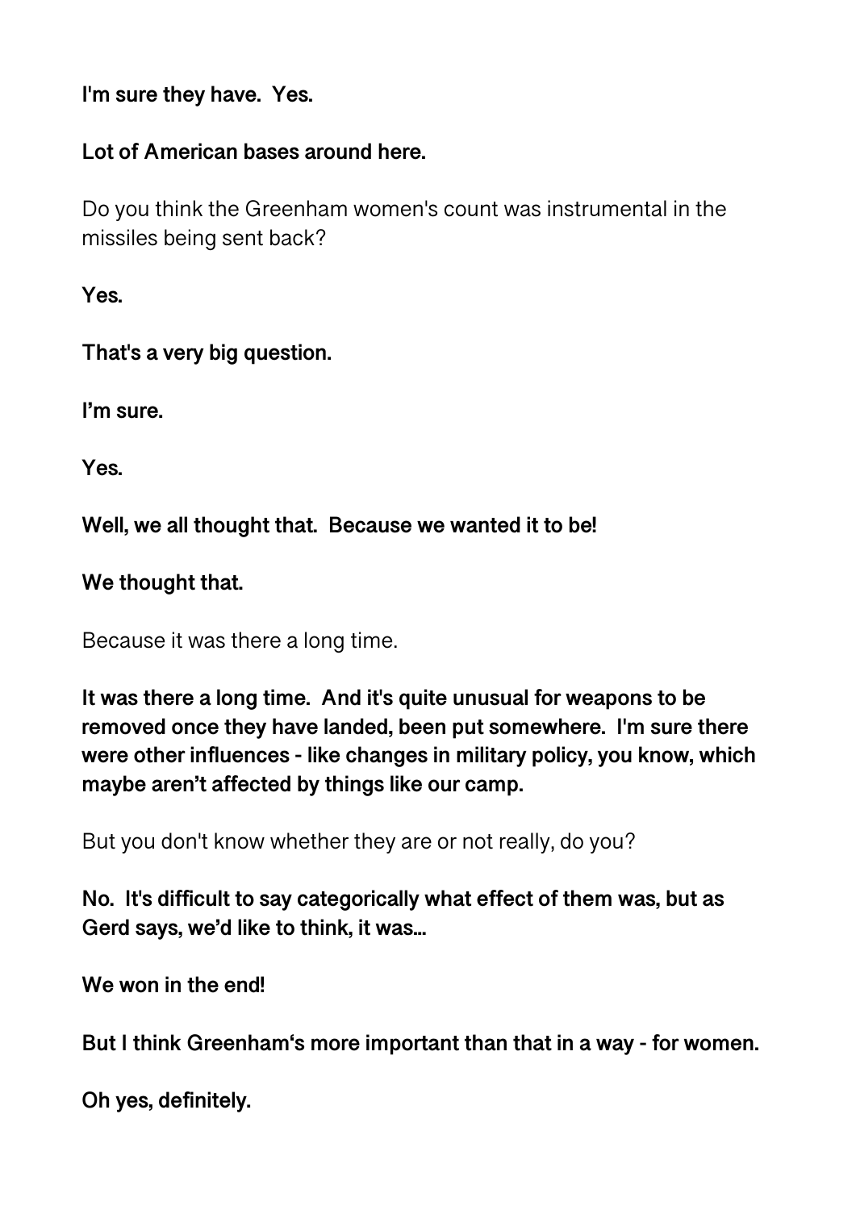**I'm sure they have.  Yes.**

**Lot of American bases around here.**

Do you think the Greenham women's count was instrumental in the missiles being sent back?

**Yes.**

**That's a very big question.**

**I'm sure.**

**Yes.**

**Well, we all thought that.  Because we wanted it to be!**

**We thought that.**

Because it was there a long time.

**It was there a long time.  And it's quite unusual for weapons to be removed once they have landed, been put somewhere.  I'm sure there were other influences - like changes in military policy, you know, which maybe aren't affected by things like our camp.**

But you don't know whether they are or not really, do you?

**No.  It's difficult to say categorically what effect of them was, but as Gerd says, we'd like to think, it was…**

**We won in the end!**

**But I think Greenham's more important than that in a way - for women.**

**Oh yes, definitely.**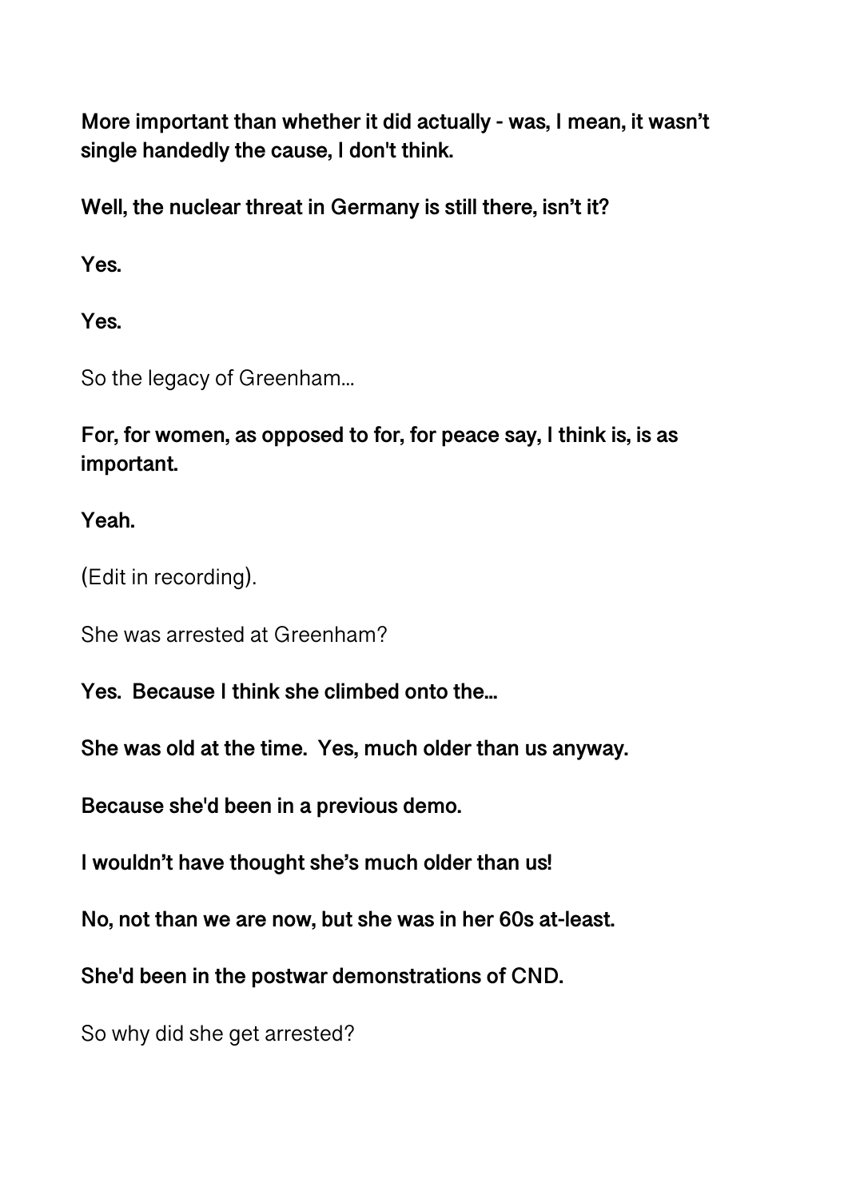**More important than whether it did actually - was, I mean, it wasn't single handedly the cause, I don't think.**

**Well, the nuclear threat in Germany is still there, isn't it?**

**Yes.**

**Yes.**

So the legacy of Greenham...

**For, for women, as opposed to for, for peace say, I think is, is as important.**

**Yeah.**

(Edit in recording).

She was arrested at Greenham?

**Yes. Because I think she climbed onto the...**

**She was old at the time. Yes, much older than us anyway.**

**Because she'd been in a previous demo.**

**I wouldn't have thought she's much older than us!**

**No, not than we are now, but she was in her 60s at-least.**

**She'd been in the postwar demonstrations of CND.**

So why did she get arrested?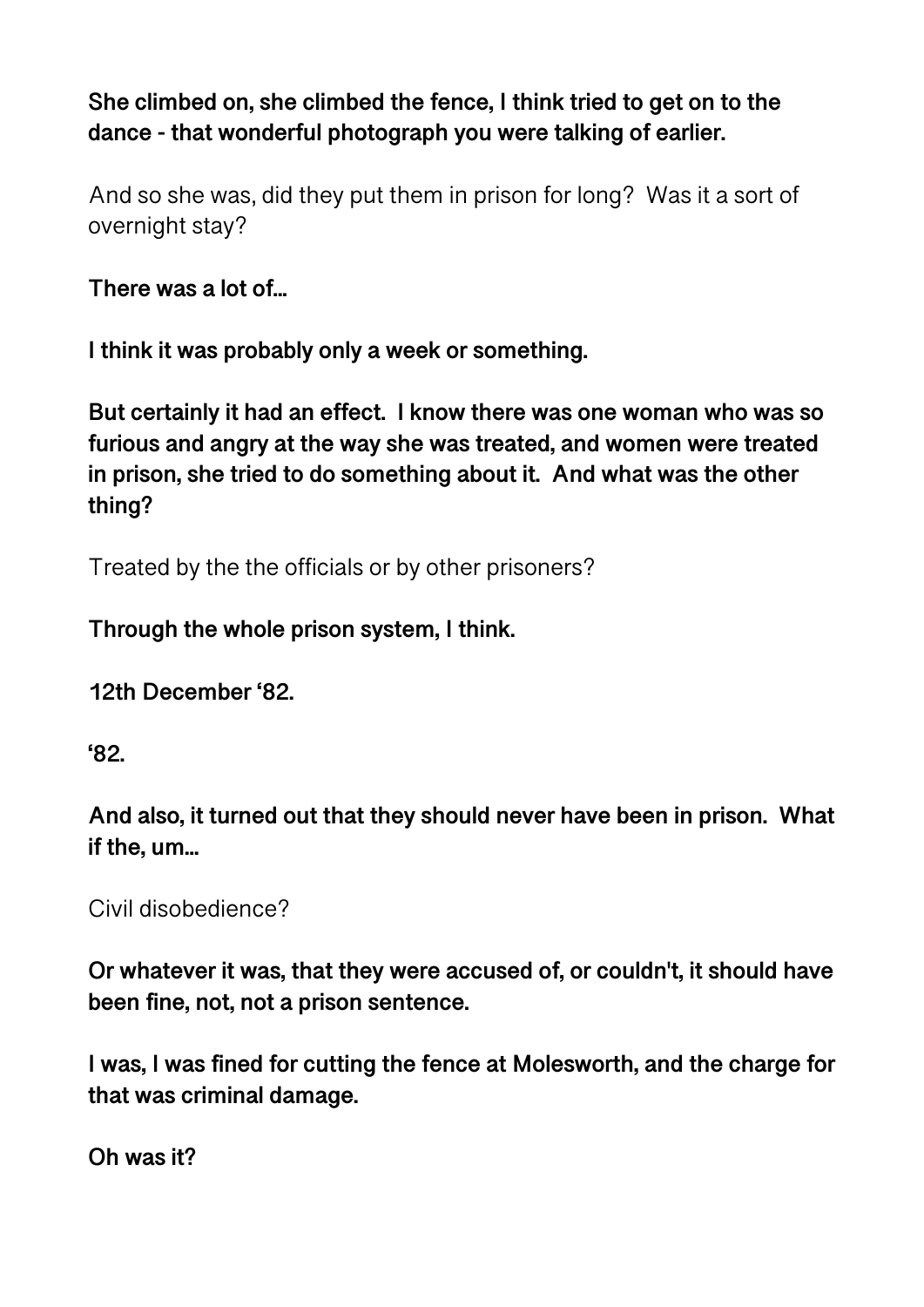**She climbed on, she climbed the fence, I think tried to get on to the dance - that wonderful photograph you were talking of earlier.**

And so she was, did they put them in prison for long? Was it a sort of overnight stay?

**There was a lot of...**

**I think it was probably only a week or something.**

**But certainly it had an effect. I know there was one woman who was so furious and angry at the way she was treated, and women were treated in prison, she tried to do something about it. And what was the other thing?**

Treated by the the officials or by other prisoners?

**Through the whole prison system, I think.**

**12th December '82.**

**'82.**

**And also, it turned out that they should never have been in prison. What if the, um...**

Civil disobedience?

**Or whatever it was, that they were accused of, or couldn't, it should have been fine, not, not a prison sentence.**

**I was, I was fined for cutting the fence at Molesworth, and the charge for that was criminal damage.**

**Oh was it?**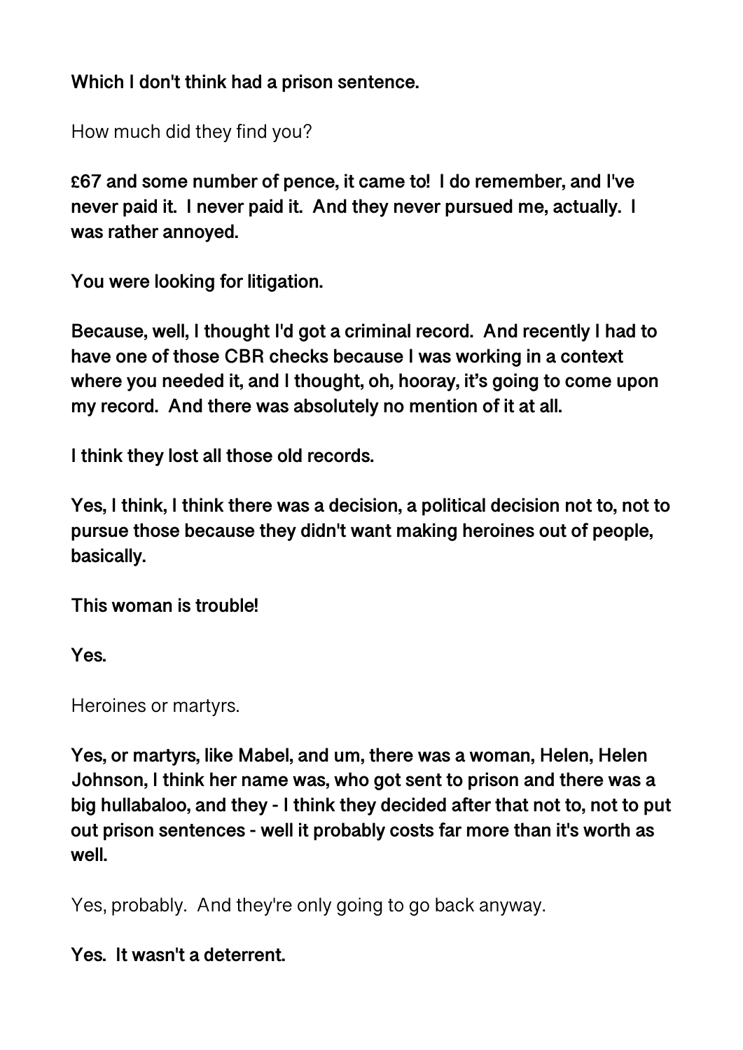**Which I don't think had a prison sentence.**

How much did they find you?

**£67 and some number of pence, it came to! I do remember, and I've never paid it. I never paid it. And they never pursued me, actually. I was rather annoyed.**

**You were looking for litigation.**

**Because, well, I thought I'd got a criminal record. And recently I had to have one of those CBR checks because I was working in a context where you needed it, and I thought, oh, hooray, it's going to come upon my record. And there was absolutely no mention of it at all.**

**I think they lost all those old records.**

**Yes, I think, I think there was a decision, a political decision not to, not to pursue those because they didn't want making heroines out of people, basically.**

**This woman is trouble!**

**Yes.**

Heroines or martyrs.

**Yes, or martyrs, like Mabel, and um, there was a woman, Helen, Helen Johnson, I think her name was, who got sent to prison and there was a big hullabaloo, and they - I think they decided after that not to, not to put out prison sentences - well it probably costs far more than it's worth as well.**

Yes, probably. And they're only going to go back anyway.

**Yes. It wasn't a deterrent.**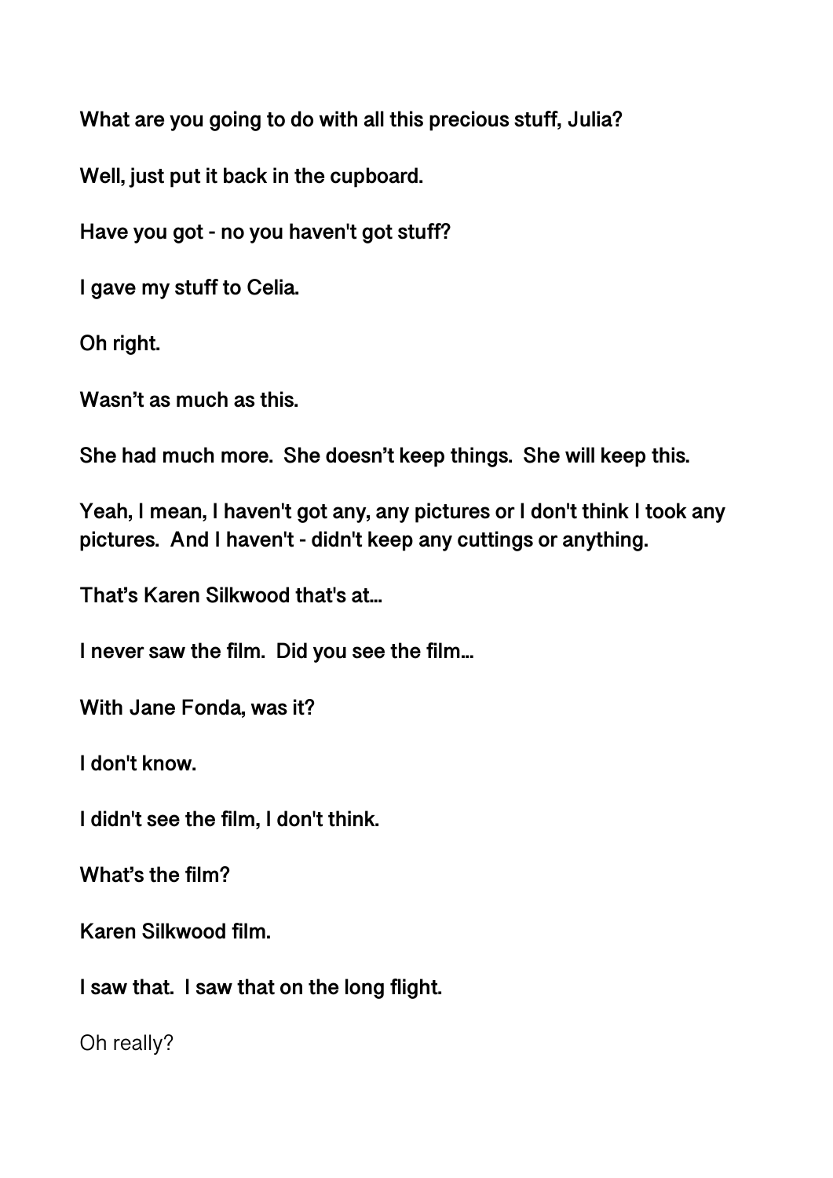**What are you going to do with all this precious stuff, Julia?**

**Well, just put it back in the cupboard.**

**Have you got - no you haven't got stuff?**

**I gave my stuff to Celia.**

**Oh right.**

**Wasn't as much as this.**

**She had much more. She doesn't keep things. She will keep this.**

**Yeah, I mean, I haven't got any, any pictures or I don't think I took any pictures. And I haven't - didn't keep any cuttings or anything.**

**That's Karen Silkwood that's at…**

**I never saw the film. Did you see the film…**

**With Jane Fonda, was it?**

**I don't know.**

**I didn't see the film, I don't think.**

**What's the film?**

**Karen Silkwood film.**

**I saw that. I saw that on the long flight.**

Oh really?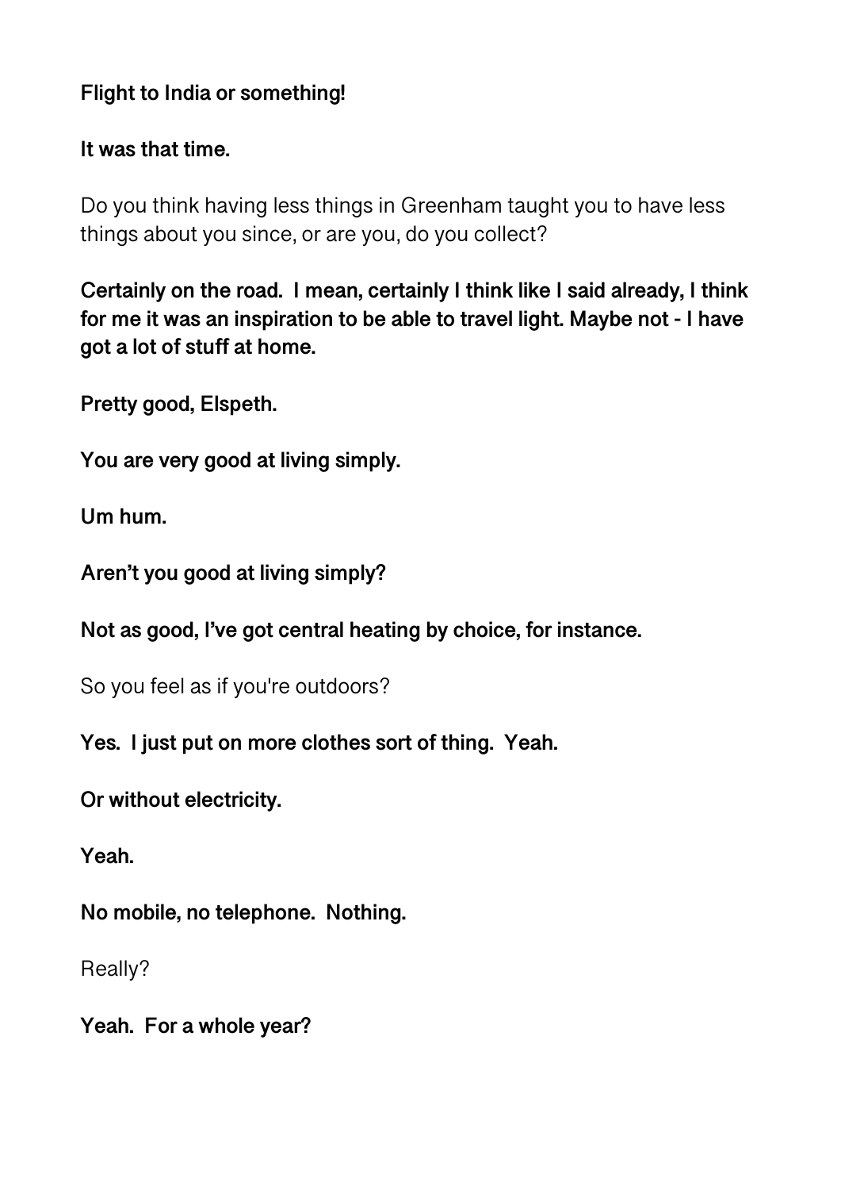**Flight to India or something!**

**It was that time.**

Do you think having less things in Greenham taught you to have less things about you since, or are you, do you collect?

**Certainly on the road. I mean, certainly I think like I said already, I think for me it was an inspiration to be able to travel light. Maybe not - I have got a lot of stuff at home.**

**Pretty good, Elspeth.**

**You are very good at living simply.**

**Um hum.**

**Aren't you good at living simply?**

**Not as good, I've got central heating by choice, for instance.**

So you feel as if you're outdoors?

**Yes. I just put on more clothes sort of thing. Yeah.**

**Or without electricity.**

**Yeah.**

**No mobile, no telephone. Nothing.**

Really?

**Yeah. For a whole year?**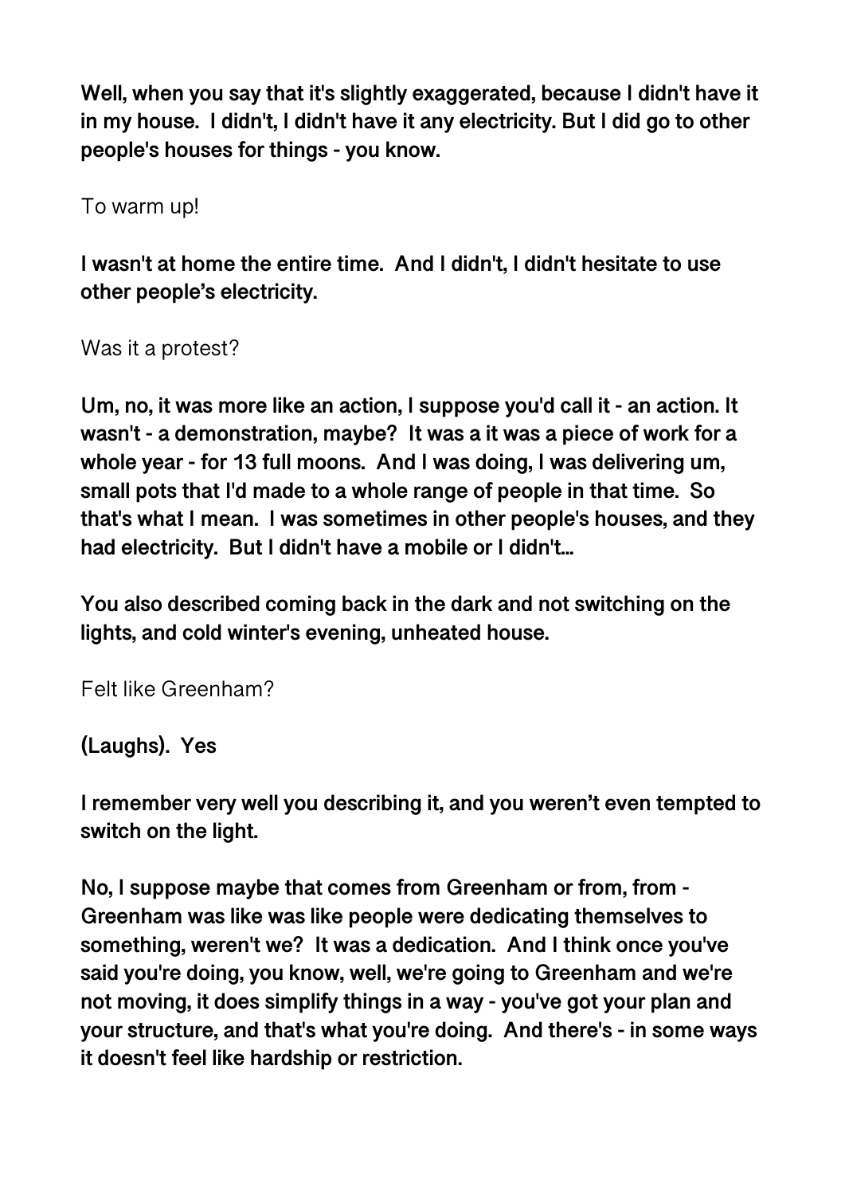**Well, when you say that it's slightly exaggerated, because I didn't have it in my house. I didn't, I didn't have it any electricity. But I did go to other people's houses for things - you know.**

To warm up!

**I wasn't at home the entire time. And I didn't, I didn't hesitate to use other people's electricity.**

Was it a protest?

**Um, no, it was more like an action, I suppose you'd call it - an action. It wasn't - a demonstration, maybe? It was a it was a piece of work for a whole year - for 13 full moons. And I was doing, I was delivering um, small pots that I'd made to a whole range of people in that time. So that's what I mean. I was sometimes in other people's houses, and they had electricity. But I didn't have a mobile or I didn't...**

**You also described coming back in the dark and not switching on the lights, and cold winter's evening, unheated house.**

Felt like Greenham?

**(Laughs). Yes**

**I remember very well you describing it, and you weren't even tempted to switch on the light.**

**No, I suppose maybe that comes from Greenham or from, from - Greenham was like was like people were dedicating themselves to something, weren't we? It was a dedication. And I think once you've said you're doing, you know, well, we're going to Greenham and we're not moving, it does simplify things in a way - you've got your plan and your structure, and that's what you're doing. And there's - in some ways it doesn't feel like hardship or restriction.**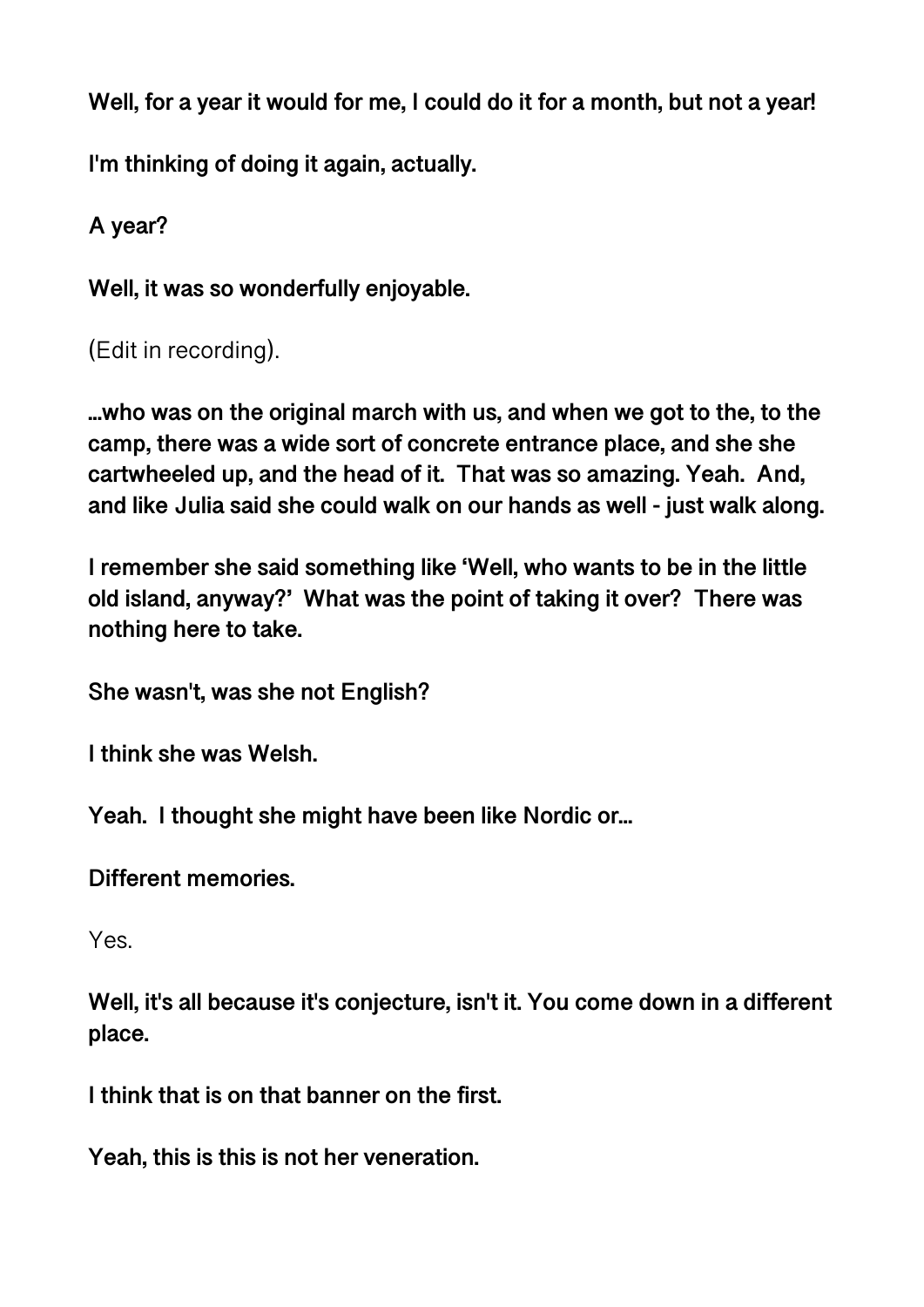**Well, for a year it would for me, I could do it for a month, but not a year!**

**I'm thinking of doing it again, actually.**

**A year?**

**Well, it was so wonderfully enjoyable.**

(Edit in recording).

**...who was on the original march with us, and when we got to the, to the camp, there was a wide sort of concrete entrance place, and she she cartwheeled up, and the head of it. That was so amazing. Yeah. And, and like Julia said she could walk on our hands as well - just walk along.**

**I remember she said something like 'Well, who wants to be in the little old island, anyway?' What was the point of taking it over? There was nothing here to take.**

**She wasn't, was she not English?**

**I think she was Welsh.**

**Yeah. I thought she might have been like Nordic or...**

**Different memories.**

Yes.

**Well, it's all because it's conjecture, isn't it. You come down in a different place.**

**I think that is on that banner on the first.**

**Yeah, this is this is not her veneration.**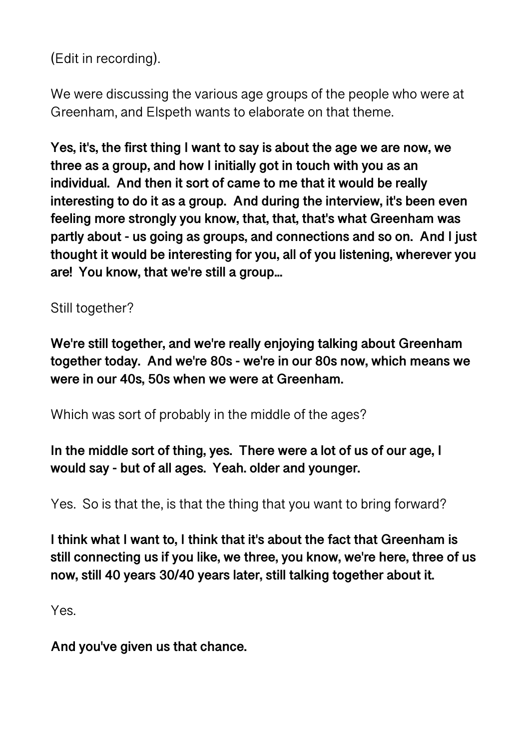(Edit in recording).

We were discussing the various age groups of the people who were at Greenham, and Elspeth wants to elaborate on that theme.

**Yes, it's, the first thing I want to say is about the age we are now, we three as a group, and how I initially got in touch with you as an individual. And then it sort of came to me that it would be really interesting to do it as a group. And during the interview, it's been even feeling more strongly you know, that, that, that's what Greenham was partly about - us going as groups, and connections and so on. And I just thought it would be interesting for you, all of you listening, wherever you are! You know, that we're still a group...**

Still together?

**We're still together, and we're really enjoying talking about Greenham together today. And we're 80s - we're in our 80s now, which means we were in our 40s, 50s when we were at Greenham.**

Which was sort of probably in the middle of the ages?

**In the middle sort of thing, yes. There were a lot of us of our age, I would say - but of all ages. Yeah. older and younger.**

Yes. So is that the, is that the thing that you want to bring forward?

**I think what I want to, I think that it's about the fact that Greenham is still connecting us if you like, we three, you know, we're here, three of us now, still 40 years 30/40 years later, still talking together about it.**

Yes.

**And you've given us that chance.**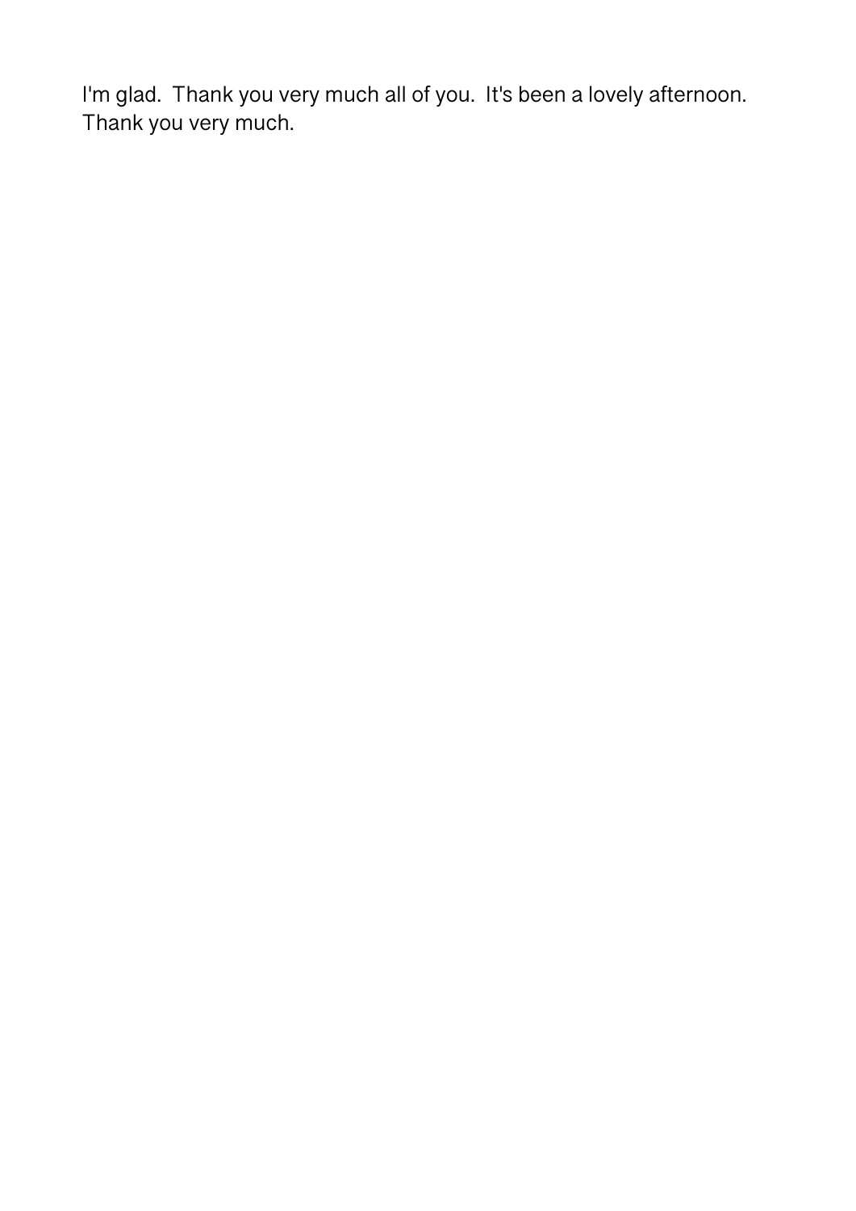I'm glad. Thank you very much all of you. It's been a lovely afternoon. Thank you very much.